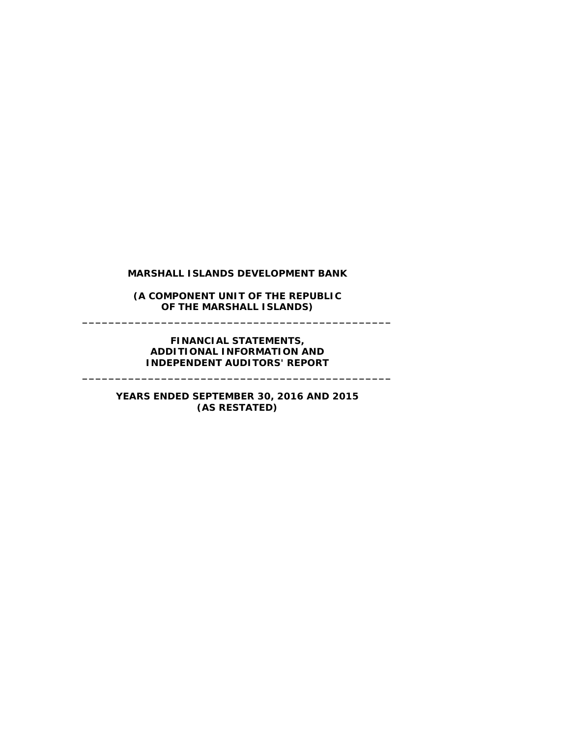# MARSHALL ISLANDS DEVELOPMENT BANK

**(A COMPONENT UNIT OF THE REPUBLIC OF THE MARSHALL ISLANDS)**

---

**FINANCIAL STATEMENTS, ADDITIONAL INFORMATION AND INDEPENDENT AUDITORS' REPORT**

---

**YEARS ENDED SEPTEMBER 30, 2016 AND 2015 (AS RESTATED)**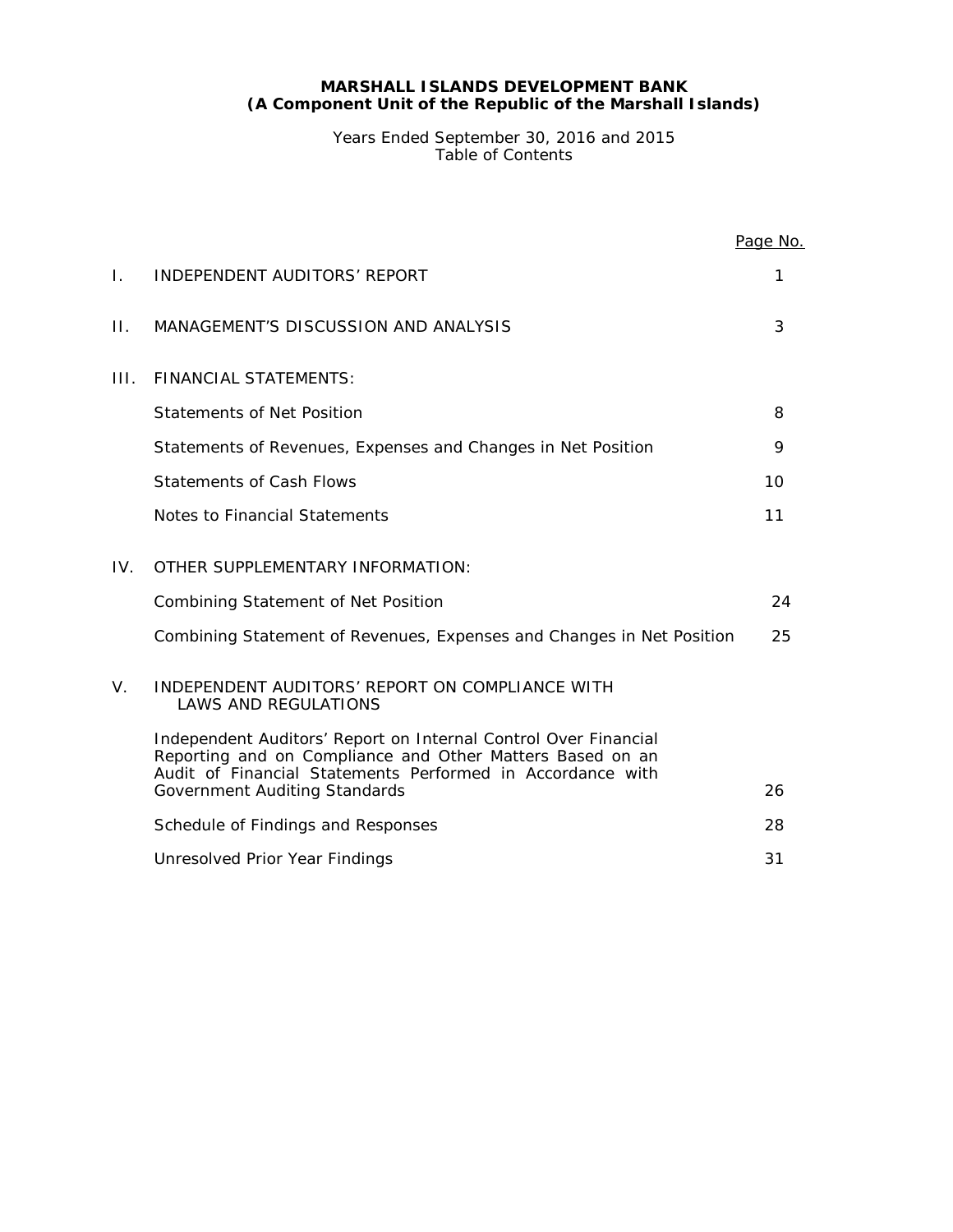**MARSHALL ISLANDS DEVELOPMENT BANK**
**(A Component Unit of the Republic of the Marshall Islands)**

Years Ended September 30, 2016 and 2015
Table of Contents

| | | Page No. |
|---|---|---|
| I. | INDEPENDENT AUDITORS' REPORT | 1 |
| II. | MANAGEMENT'S DISCUSSION AND ANALYSIS | 3 |
| III. | FINANCIAL STATEMENTS: | |
| | Statements of Net Position | 8 |
| | Statements of Revenues, Expenses and Changes in Net Position | 9 |
| | Statements of Cash Flows | 10 |
| | Notes to Financial Statements | 11 |
| IV. | OTHER SUPPLEMENTARY INFORMATION: | |
| | Combining Statement of Net Position | 24 |
| | Combining Statement of Revenues, Expenses and Changes in Net Position | 25 |
| V. | INDEPENDENT AUDITORS' REPORT ON COMPLIANCE WITH LAWS AND REGULATIONS | |
| | Independent Auditors' Report on Internal Control Over Financial Reporting and on Compliance and Other Matters Based on an Audit of Financial Statements Performed in Accordance with Government Auditing Standards | 26 |
| | Schedule of Findings and Responses | 28 |
| | Unresolved Prior Year Findings | 31 |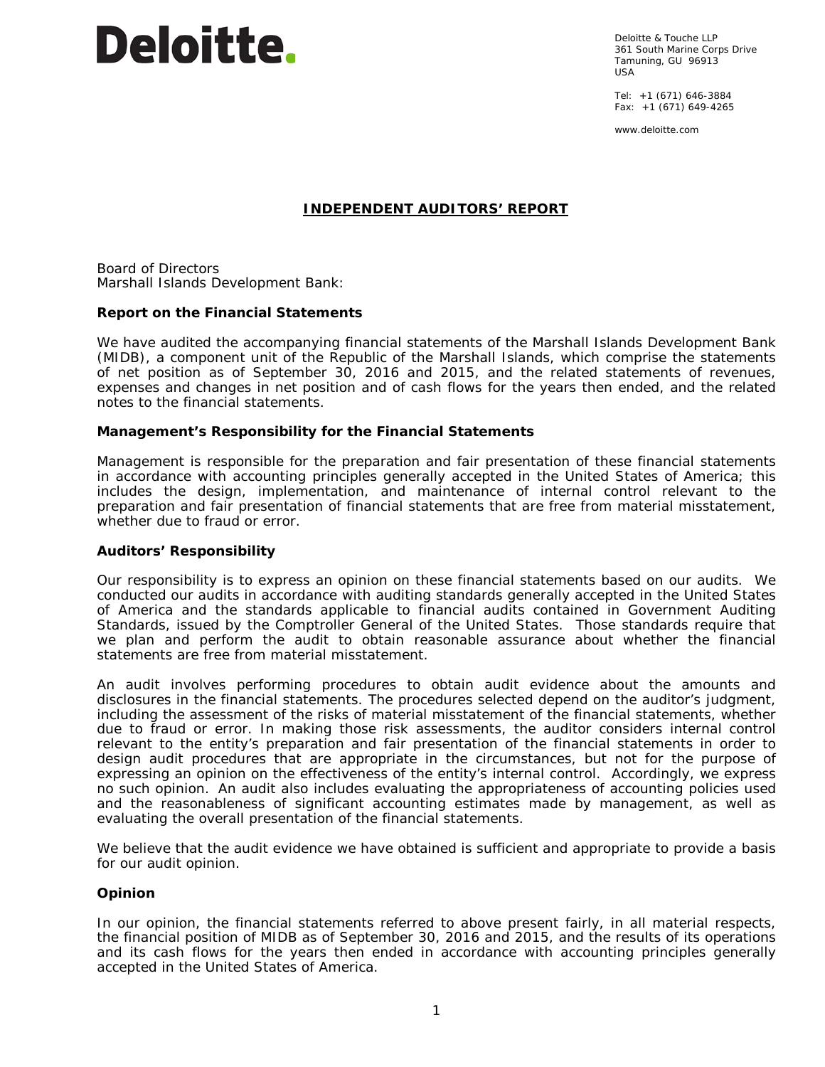Deloitte.

Deloitte & Touche LLP
361 South Marine Corps Drive
Tamuning, GU 96913
USA

Tel: +1 (671) 646-3884
Fax: +1 (671) 649-4265

www.deloitte.com

# INDEPENDENT AUDITORS' REPORT

Board of Directors
Marshall Islands Development Bank:

### Report on the Financial Statements

We have audited the accompanying financial statements of the Marshall Islands Development Bank (MIDB), a component unit of the Republic of the Marshall Islands, which comprise the statements of net position as of September 30, 2016 and 2015, and the related statements of revenues, expenses and changes in net position and of cash flows for the years then ended, and the related notes to the financial statements.

### Management's Responsibility for the Financial Statements

Management is responsible for the preparation and fair presentation of these financial statements in accordance with accounting principles generally accepted in the United States of America; this includes the design, implementation, and maintenance of internal control relevant to the preparation and fair presentation of financial statements that are free from material misstatement, whether due to fraud or error.

### Auditors' Responsibility

Our responsibility is to express an opinion on these financial statements based on our audits. We conducted our audits in accordance with auditing standards generally accepted in the United States of America and the standards applicable to financial audits contained in Government Auditing Standards, issued by the Comptroller General of the United States. Those standards require that we plan and perform the audit to obtain reasonable assurance about whether the financial statements are free from material misstatement.

An audit involves performing procedures to obtain audit evidence about the amounts and disclosures in the financial statements. The procedures selected depend on the auditor's judgment, including the assessment of the risks of material misstatement of the financial statements, whether due to fraud or error. In making those risk assessments, the auditor considers internal control relevant to the entity's preparation and fair presentation of the financial statements in order to design audit procedures that are appropriate in the circumstances, but not for the purpose of expressing an opinion on the effectiveness of the entity's internal control. Accordingly, we express no such opinion. An audit also includes evaluating the appropriateness of accounting policies used and the reasonableness of significant accounting estimates made by management, as well as evaluating the overall presentation of the financial statements.

We believe that the audit evidence we have obtained is sufficient and appropriate to provide a basis for our audit opinion.

### Opinion

In our opinion, the financial statements referred to above present fairly, in all material respects, the financial position of MIDB as of September 30, 2016 and 2015, and the results of its operations and its cash flows for the years then ended in accordance with accounting principles generally accepted in the United States of America.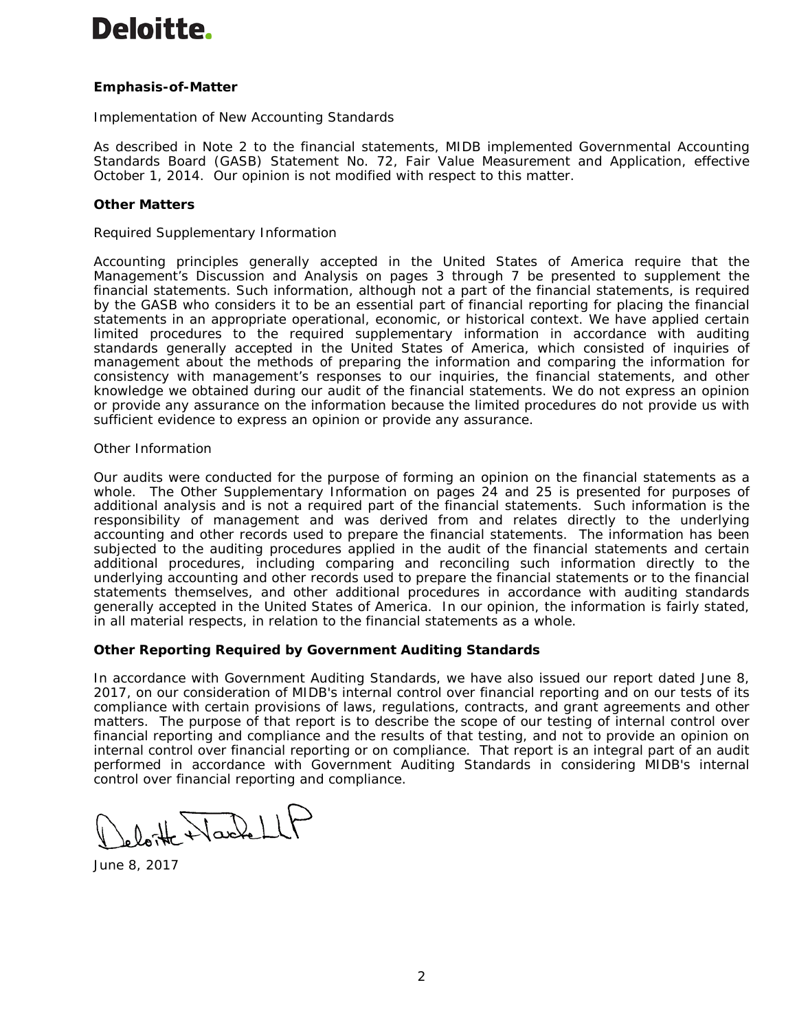**Deloitte.**

**Emphasis-of-Matter**

Implementation of New Accounting Standards

As described in Note 2 to the financial statements, MIDB implemented Governmental Accounting Standards Board (GASB) Statement No. 72, Fair Value Measurement and Application, effective October 1, 2014. Our opinion is not modified with respect to this matter.

**Other Matters**

Required Supplementary Information

Accounting principles generally accepted in the United States of America require that the Management's Discussion and Analysis on pages 3 through 7 be presented to supplement the financial statements. Such information, although not a part of the financial statements, is required by the GASB who considers it to be an essential part of financial reporting for placing the financial statements in an appropriate operational, economic, or historical context. We have applied certain limited procedures to the required supplementary information in accordance with auditing standards generally accepted in the United States of America, which consisted of inquiries of management about the methods of preparing the information and comparing the information for consistency with management's responses to our inquiries, the financial statements, and other knowledge we obtained during our audit of the financial statements. We do not express an opinion or provide any assurance on the information because the limited procedures do not provide us with sufficient evidence to express an opinion or provide any assurance.

Other Information

Our audits were conducted for the purpose of forming an opinion on the financial statements as a whole. The Other Supplementary Information on pages 24 and 25 is presented for purposes of additional analysis and is not a required part of the financial statements. Such information is the responsibility of management and was derived from and relates directly to the underlying accounting and other records used to prepare the financial statements. The information has been subjected to the auditing procedures applied in the audit of the financial statements and certain additional procedures, including comparing and reconciling such information directly to the underlying accounting and other records used to prepare the financial statements or to the financial statements themselves, and other additional procedures in accordance with auditing standards generally accepted in the United States of America. In our opinion, the information is fairly stated, in all material respects, in relation to the financial statements as a whole.

**Other Reporting Required by Government Auditing Standards**

In accordance with Government Auditing Standards, we have also issued our report dated June 8, 2017, on our consideration of MIDB's internal control over financial reporting and on our tests of its compliance with certain provisions of laws, regulations, contracts, and grant agreements and other matters. The purpose of that report is to describe the scope of our testing of internal control over financial reporting and compliance and the results of that testing, and not to provide an opinion on internal control over financial reporting or on compliance. That report is an integral part of an audit performed in accordance with Government Auditing Standards in considering MIDB's internal control over financial reporting and compliance.

Deloitte & Touche LLP

June 8, 2017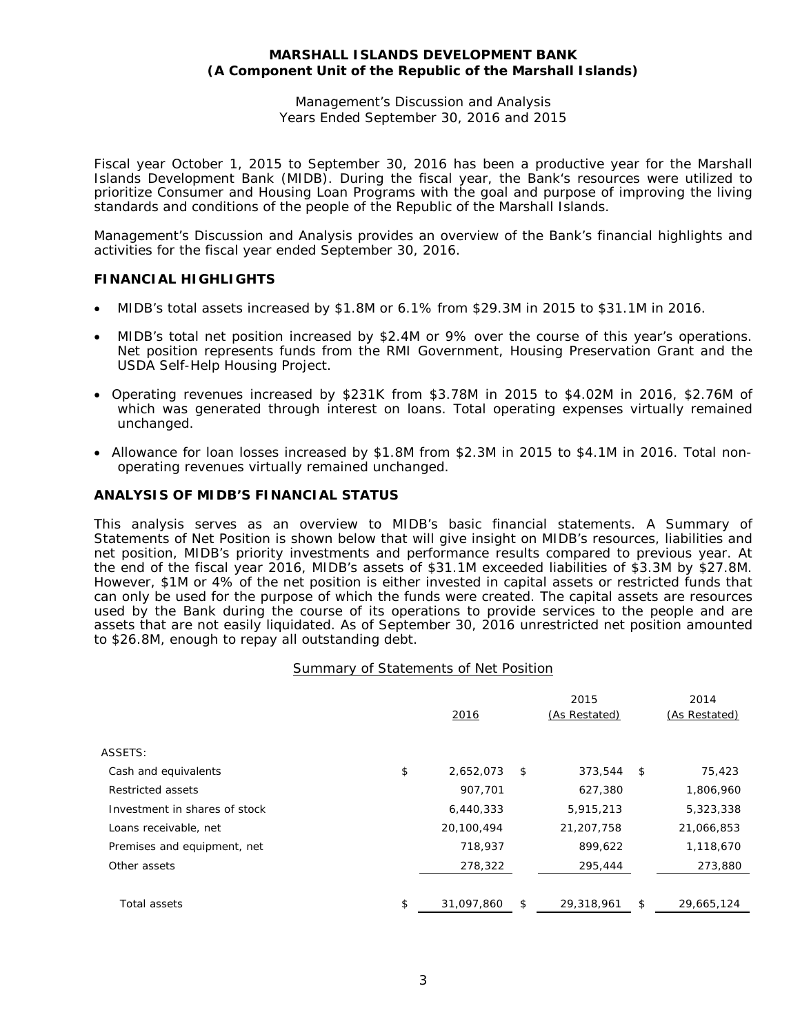**MARSHALL ISLANDS DEVELOPMENT BANK**
**(A Component Unit of the Republic of the Marshall Islands)**

Management's Discussion and Analysis
Years Ended September 30, 2016 and 2015

Fiscal year October 1, 2015 to September 30, 2016 has been a productive year for the Marshall Islands Development Bank (MIDB). During the fiscal year, the Bank's resources were utilized to prioritize Consumer and Housing Loan Programs with the goal and purpose of improving the living standards and conditions of the people of the Republic of the Marshall Islands.

Management's Discussion and Analysis provides an overview of the Bank's financial highlights and activities for the fiscal year ended September 30, 2016.

## FINANCIAL HIGHLIGHTS

- MIDB's total assets increased by $1.8M or 6.1% from $29.3M in 2015 to $31.1M in 2016.
- MIDB's total net position increased by $2.4M or 9% over the course of this year's operations. Net position represents funds from the RMI Government, Housing Preservation Grant and the USDA Self-Help Housing Project.
- Operating revenues increased by $231K from $3.78M in 2015 to $4.02M in 2016, $2.76M of which was generated through interest on loans. Total operating expenses virtually remained unchanged.
- Allowance for loan losses increased by $1.8M from $2.3M in 2015 to $4.1M in 2016. Total non-operating revenues virtually remained unchanged.

## ANALYSIS OF MIDB'S FINANCIAL STATUS

This analysis serves as an overview to MIDB's basic financial statements. A Summary of Statements of Net Position is shown below that will give insight on MIDB's resources, liabilities and net position, MIDB's priority investments and performance results compared to previous year. At the end of the fiscal year 2016, MIDB's assets of $31.1M exceeded liabilities of $3.3M by $27.8M. However, $1M or 4% of the net position is either invested in capital assets or restricted funds that can only be used for the purpose of which the funds were created. The capital assets are resources used by the Bank during the course of its operations to provide services to the people and are assets that are not easily liquidated. As of September 30, 2016 unrestricted net position amounted to $26.8M, enough to repay all outstanding debt.

Summary of Statements of Net Position

| | 2016 | 2015 (As Restated) | 2014 (As Restated) |
|---|---|---|---|
| ASSETS: | | | |
| Cash and equivalents | $ 2,652,073 | $ 373,544 | $ 75,423 |
| Restricted assets | 907,701 | 627,380 | 1,806,960 |
| Investment in shares of stock | 6,440,333 | 5,915,213 | 5,323,338 |
| Loans receivable, net | 20,100,494 | 21,207,758 | 21,066,853 |
| Premises and equipment, net | 718,937 | 899,622 | 1,118,670 |
| Other assets | 278,322 | 295,444 | 273,880 |
| Total assets | $ 31,097,860 | $ 29,318,961 | $ 29,665,124 |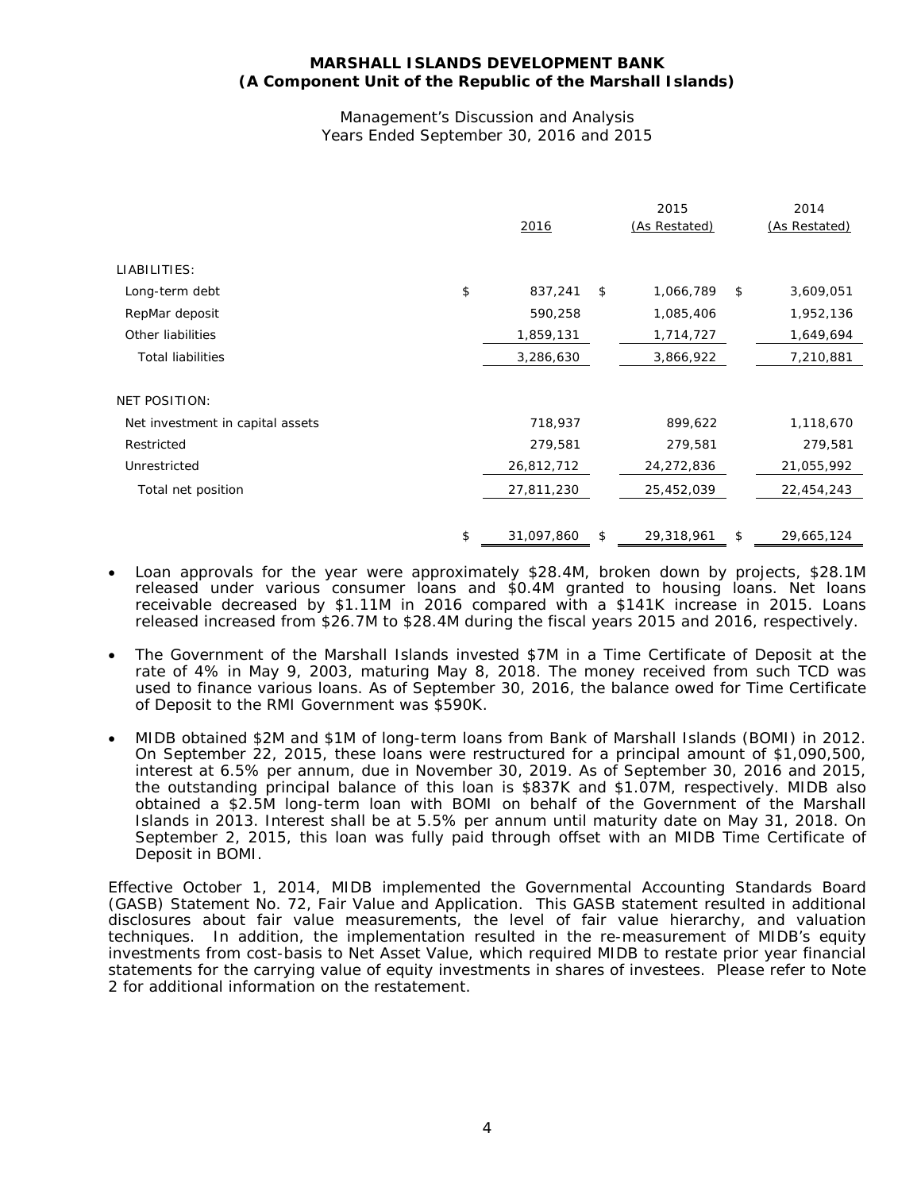**MARSHALL ISLANDS DEVELOPMENT BANK**
**(A Component Unit of the Republic of the Marshall Islands)**

Management's Discussion and Analysis
Years Ended September 30, 2016 and 2015

| | 2016 | 2015 (As Restated) | 2014 (As Restated) |
|---|---|---|---|
| LIABILITIES: | | | |
| Long-term debt | $ 837,241 | $ 1,066,789 | $ 3,609,051 |
| RepMar deposit | 590,258 | 1,085,406 | 1,952,136 |
| Other liabilities | 1,859,131 | 1,714,727 | 1,649,694 |
| Total liabilities | 3,286,630 | 3,866,922 | 7,210,881 |
| NET POSITION: | | | |
| Net investment in capital assets | 718,937 | 899,622 | 1,118,670 |
| Restricted | 279,581 | 279,581 | 279,581 |
| Unrestricted | 26,812,712 | 24,272,836 | 21,055,992 |
| Total net position | 27,811,230 | 25,452,039 | 22,454,243 |
| | $ 31,097,860 | $ 29,318,961 | $ 29,665,124 |

- Loan approvals for the year were approximately $28.4M, broken down by projects, $28.1M released under various consumer loans and $0.4M granted to housing loans. Net loans receivable decreased by $1.11M in 2016 compared with a $141K increase in 2015. Loans released increased from $26.7M to $28.4M during the fiscal years 2015 and 2016, respectively.

- The Government of the Marshall Islands invested $7M in a Time Certificate of Deposit at the rate of 4% in May 9, 2003, maturing May 8, 2018. The money received from such TCD was used to finance various loans. As of September 30, 2016, the balance owed for Time Certificate of Deposit to the RMI Government was $590K.

- MIDB obtained $2M and $1M of long-term loans from Bank of Marshall Islands (BOMI) in 2012. On September 22, 2015, these loans were restructured for a principal amount of $1,090,500, interest at 6.5% per annum, due in November 30, 2019. As of September 30, 2016 and 2015, the outstanding principal balance of this loan is $837K and $1.07M, respectively. MIDB also obtained a $2.5M long-term loan with BOMI on behalf of the Government of the Marshall Islands in 2013. Interest shall be at 5.5% per annum until maturity date on May 31, 2018. On September 2, 2015, this loan was fully paid through offset with an MIDB Time Certificate of Deposit in BOMI.

Effective October 1, 2014, MIDB implemented the Governmental Accounting Standards Board (GASB) Statement No. 72, Fair Value and Application. This GASB statement resulted in additional disclosures about fair value measurements, the level of fair value hierarchy, and valuation techniques. In addition, the implementation resulted in the re-measurement of MIDB's equity investments from cost-basis to Net Asset Value, which required MIDB to restate prior year financial statements for the carrying value of equity investments in shares of investees. Please refer to Note 2 for additional information on the restatement.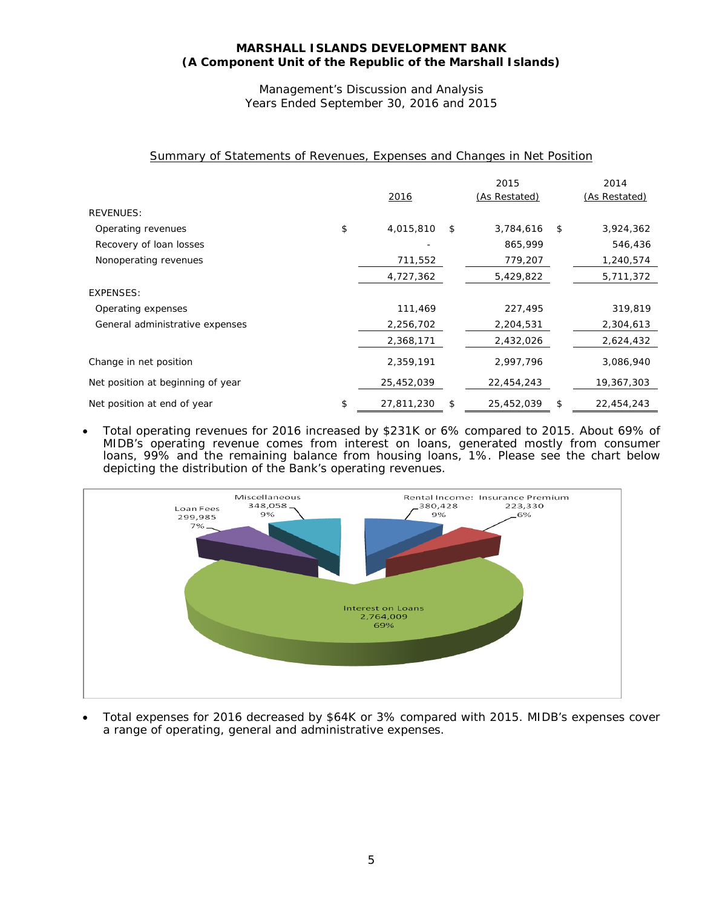**MARSHALL ISLANDS DEVELOPMENT BANK**
**(A Component Unit of the Republic of the Marshall Islands)**

Management's Discussion and Analysis
Years Ended September 30, 2016 and 2015

## Summary of Statements of Revenues, Expenses and Changes in Net Position

| | 2016 | 2015 (As Restated) | 2014 (As Restated) |
|---|---|---|---|
| REVENUES: | | | |
| Operating revenues | $ 4,015,810 | $ 3,784,616 | $ 3,924,362 |
| Recovery of loan losses | - | 865,999 | 546,436 |
| Nonoperating revenues | 711,552 | 779,207 | 1,240,574 |
| | 4,727,362 | 5,429,822 | 5,711,372 |
| EXPENSES: | | | |
| Operating expenses | 111,469 | 227,495 | 319,819 |
| General administrative expenses | 2,256,702 | 2,204,531 | 2,304,613 |
| | 2,368,171 | 2,432,026 | 2,624,432 |
| Change in net position | 2,359,191 | 2,997,796 | 3,086,940 |
| Net position at beginning of year | 25,452,039 | 22,454,243 | 19,367,303 |
| Net position at end of year | $ 27,811,230 | $ 25,452,039 | $ 22,454,243 |

- Total operating revenues for 2016 increased by $231K or 6% compared to 2015. About 69% of MIDB's operating revenue comes from interest on loans, generated mostly from consumer loans, 99% and the remaining balance from housing loans, 1%. Please see the chart below depicting the distribution of the Bank's operating revenues.

| Category | Amount | % |
|---|---|---|
| Interest on Loans | 2,764,009 | 69% |
| Rental Income | 380,428 | 9% |
| Insurance Premium | 223,330 | 6% |
| Loan Fees | 299,985 | 7% |
| Miscellaneous | 348,058 | 9% |

- Total expenses for 2016 decreased by $64K or 3% compared with 2015. MIDB's expenses cover a range of operating, general and administrative expenses.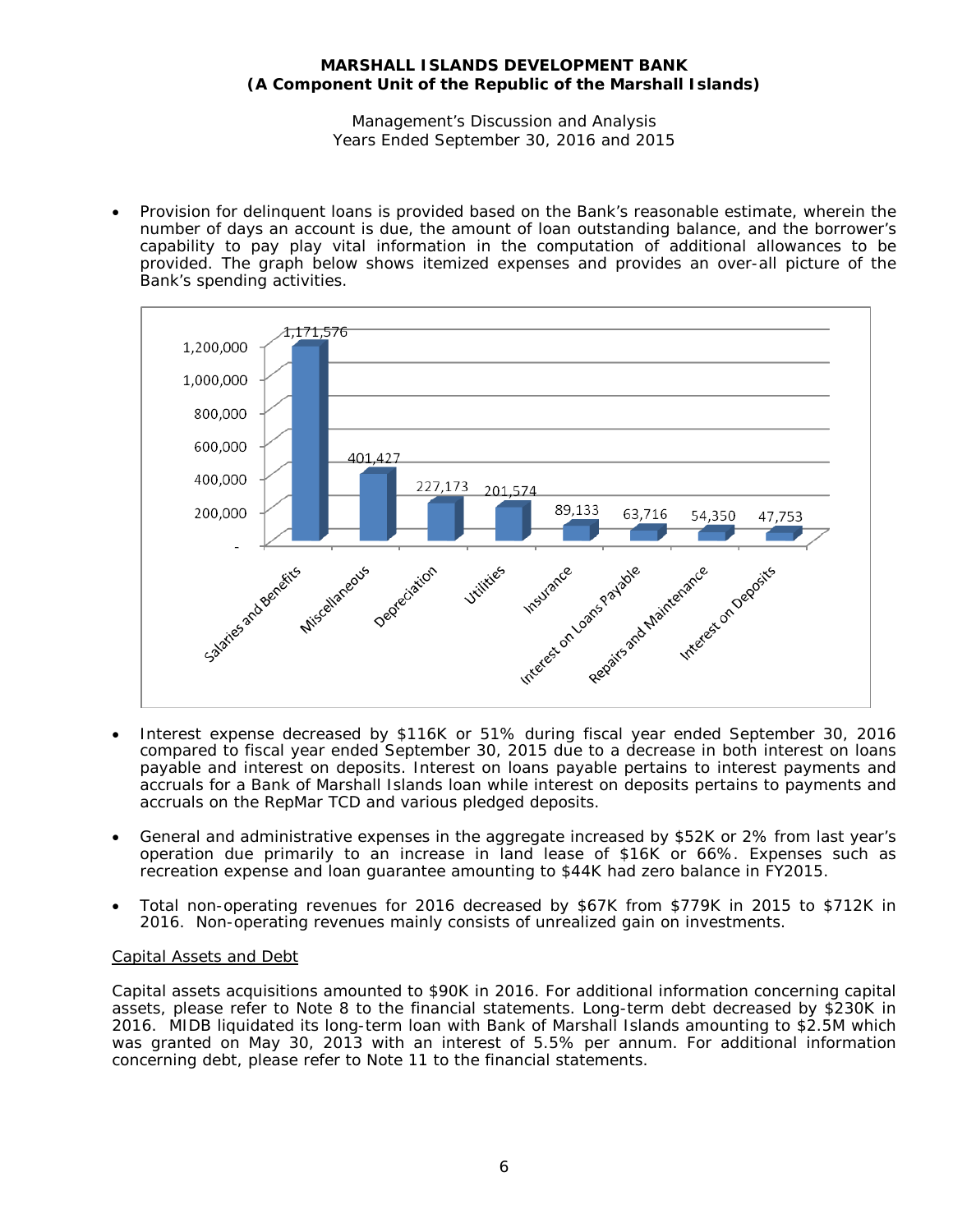- Provision for delinquent loans is provided based on the Bank's reasonable estimate, wherein the number of days an account is due, the amount of loan outstanding balance, and the borrower's capability to pay play vital information in the computation of additional allowances to be provided. The graph below shows itemized expenses and provides an over-all picture of the Bank's spending activities.

| Expense | Amount |
|---|---|
| Salaries and Benefits | 1,171,576 |
| Miscellaneous | 401,427 |
| Depreciation | 227,173 |
| Utilities | 201,574 |
| Insurance | 89,133 |
| Interest on Loans Payable | 63,716 |
| Repairs and Maintenance | 54,350 |
| Interest on Deposits | 47,753 |

- Interest expense decreased by $116K or 51% during fiscal year ended September 30, 2016 compared to fiscal year ended September 30, 2015 due to a decrease in both interest on loans payable and interest on deposits. Interest on loans payable pertains to interest payments and accruals for a Bank of Marshall Islands loan while interest on deposits pertains to payments and accruals on the RepMar TCD and various pledged deposits.

- General and administrative expenses in the aggregate increased by $52K or 2% from last year's operation due primarily to an increase in land lease of $16K or 66%. Expenses such as recreation expense and loan guarantee amounting to $44K had zero balance in FY2015.

- Total non-operating revenues for 2016 decreased by $67K from $779K in 2015 to $712K in 2016. Non-operating revenues mainly consists of unrealized gain on investments.

Capital Assets and Debt

Capital assets acquisitions amounted to $90K in 2016. For additional information concerning capital assets, please refer to Note 8 to the financial statements. Long-term debt decreased by $230K in 2016. MIDB liquidated its long-term loan with Bank of Marshall Islands amounting to $2.5M which was granted on May 30, 2013 with an interest of 5.5% per annum. For additional information concerning debt, please refer to Note 11 to the financial statements.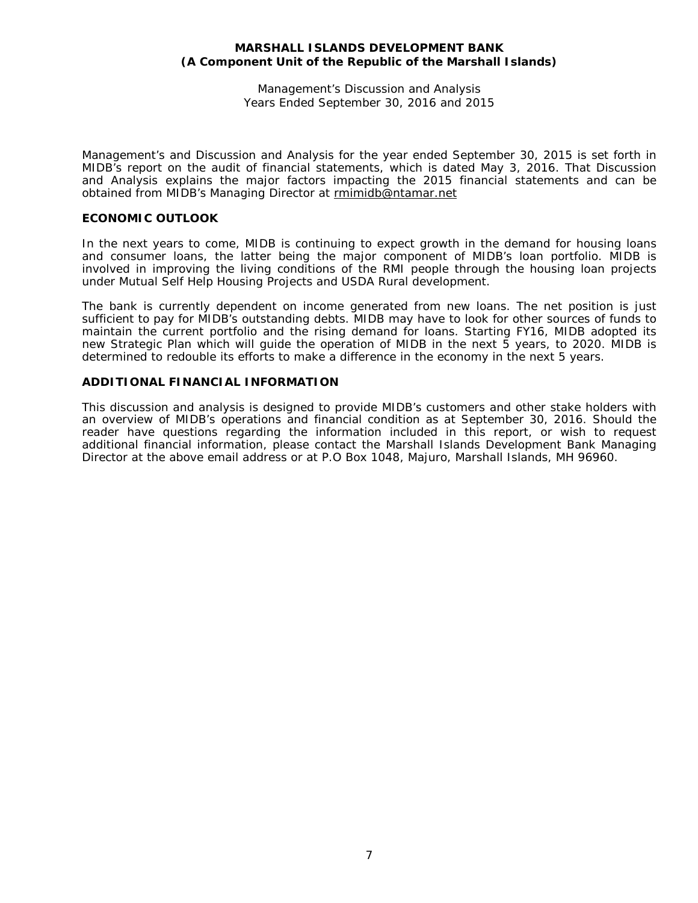Management's and Discussion and Analysis for the year ended September 30, 2015 is set forth in MIDB's report on the audit of financial statements, which is dated May 3, 2016. That Discussion and Analysis explains the major factors impacting the 2015 financial statements and can be obtained from MIDB's Managing Director at rmimidb@ntamar.net

## ECONOMIC OUTLOOK

In the next years to come, MIDB is continuing to expect growth in the demand for housing loans and consumer loans, the latter being the major component of MIDB's loan portfolio. MIDB is involved in improving the living conditions of the RMI people through the housing loan projects under Mutual Self Help Housing Projects and USDA Rural development.

The bank is currently dependent on income generated from new loans. The net position is just sufficient to pay for MIDB's outstanding debts. MIDB may have to look for other sources of funds to maintain the current portfolio and the rising demand for loans. Starting FY16, MIDB adopted its new Strategic Plan which will guide the operation of MIDB in the next 5 years, to 2020. MIDB is determined to redouble its efforts to make a difference in the economy in the next 5 years.

## ADDITIONAL FINANCIAL INFORMATION

This discussion and analysis is designed to provide MIDB's customers and other stake holders with an overview of MIDB's operations and financial condition as at September 30, 2016. Should the reader have questions regarding the information included in this report, or wish to request additional financial information, please contact the Marshall Islands Development Bank Managing Director at the above email address or at P.O Box 1048, Majuro, Marshall Islands, MH 96960.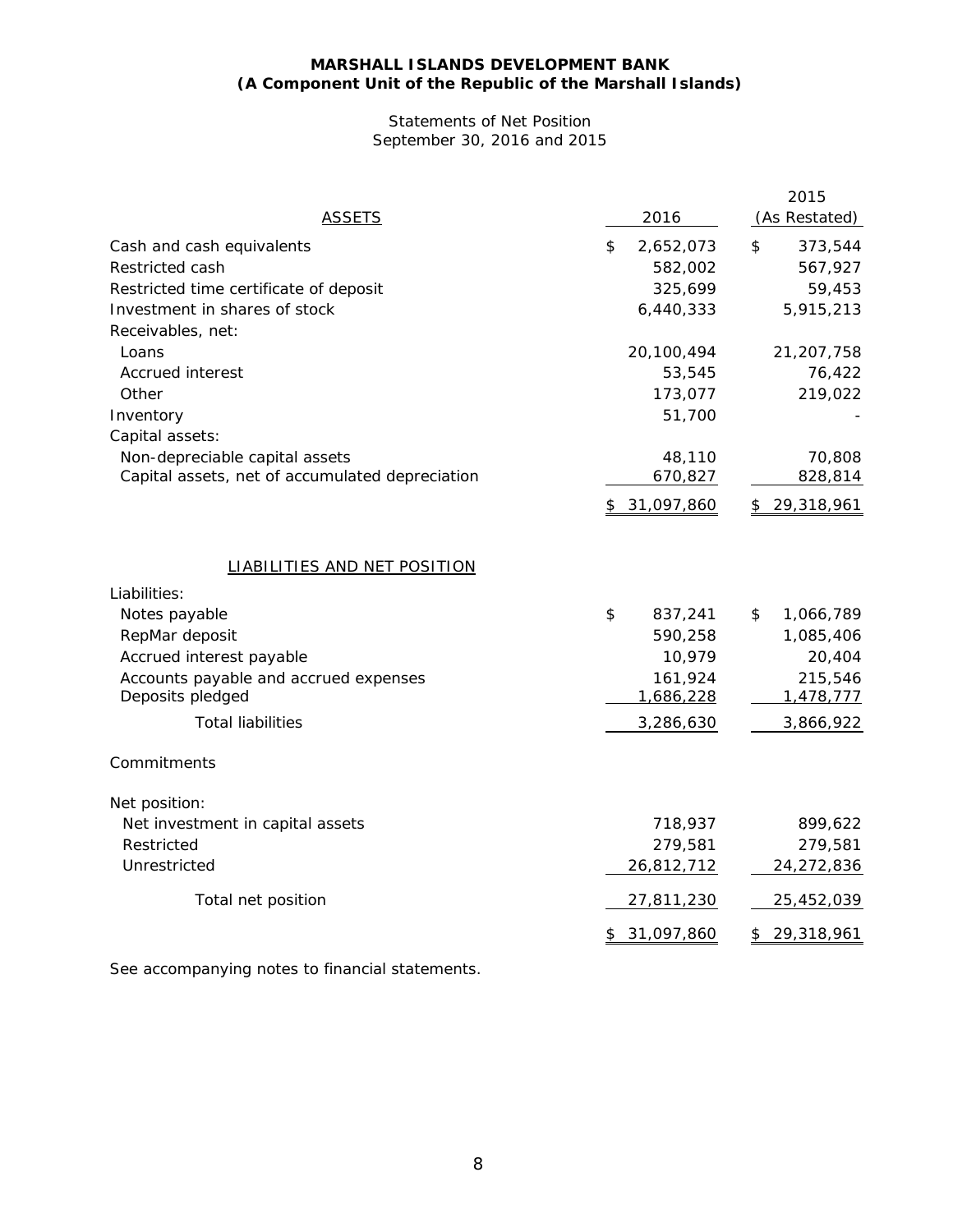**MARSHALL ISLANDS DEVELOPMENT BANK**
**(A Component Unit of the Republic of the Marshall Islands)**

Statements of Net Position
September 30, 2016 and 2015

| ASSETS | 2016 | 2015 (As Restated) |
|---|---|---|
| Cash and cash equivalents | $ 2,652,073 | $ 373,544 |
| Restricted cash | 582,002 | 567,927 |
| Restricted time certificate of deposit | 325,699 | 59,453 |
| Investment in shares of stock | 6,440,333 | 5,915,213 |
| Receivables, net: | | |
| Loans | 20,100,494 | 21,207,758 |
| Accrued interest | 53,545 | 76,422 |
| Other | 173,077 | 219,022 |
| Inventory | 51,700 | - |
| Capital assets: | | |
| Non-depreciable capital assets | 48,110 | 70,808 |
| Capital assets, net of accumulated depreciation | 670,827 | 828,814 |
| | $ 31,097,860 | $ 29,318,961 |

| LIABILITIES AND NET POSITION | 2016 | 2015 (As Restated) |
|---|---|---|
| Liabilities: | | |
| Notes payable | $ 837,241 | $ 1,066,789 |
| RepMar deposit | 590,258 | 1,085,406 |
| Accrued interest payable | 10,979 | 20,404 |
| Accounts payable and accrued expenses | 161,924 | 215,546 |
| Deposits pledged | 1,686,228 | 1,478,777 |
| Total liabilities | 3,286,630 | 3,866,922 |
| Commitments | | |
| Net position: | | |
| Net investment in capital assets | 718,937 | 899,622 |
| Restricted | 279,581 | 279,581 |
| Unrestricted | 26,812,712 | 24,272,836 |
| Total net position | 27,811,230 | 25,452,039 |
| | $ 31,097,860 | $ 29,318,961 |

See accompanying notes to financial statements.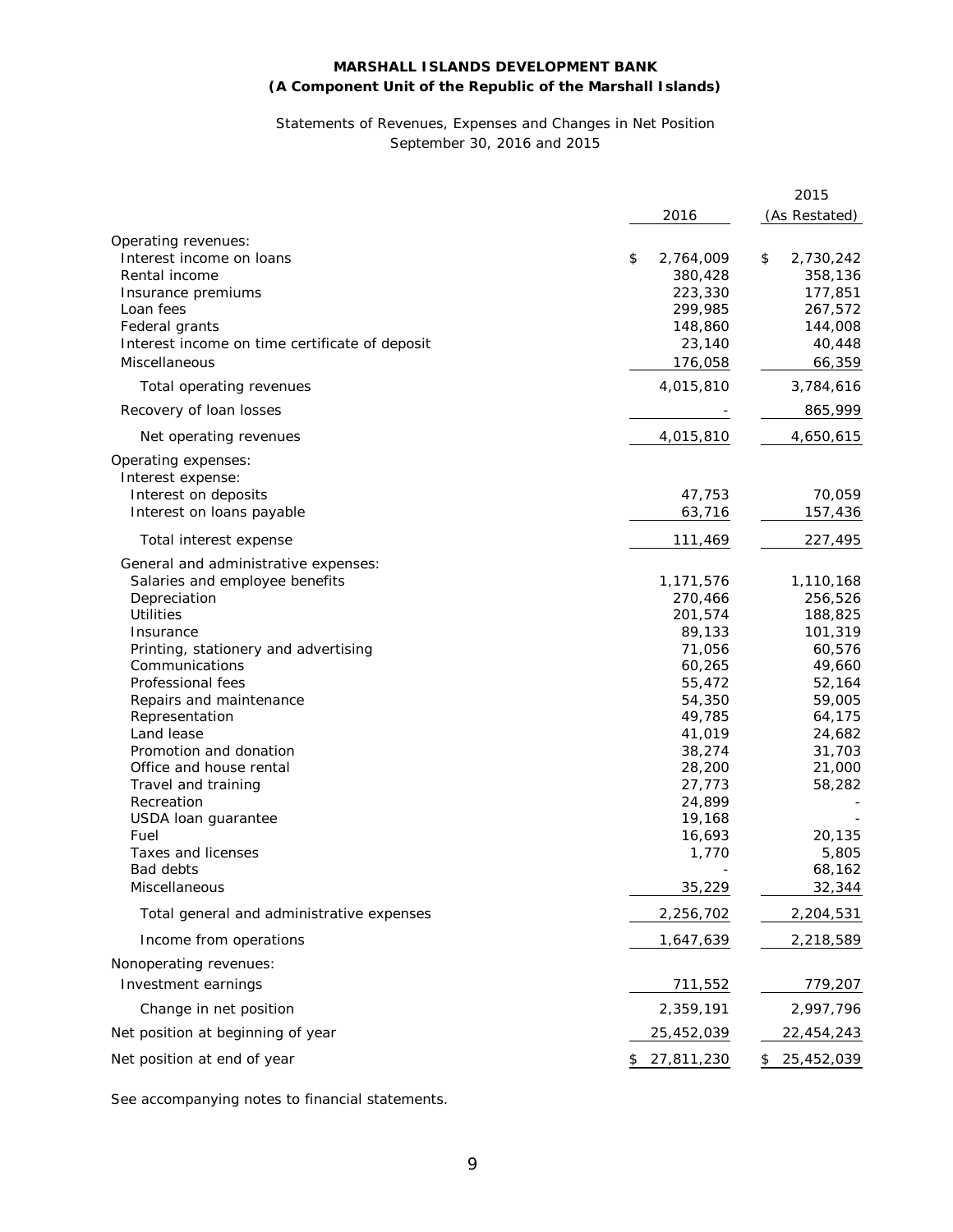**MARSHALL ISLANDS DEVELOPMENT BANK**
**(A Component Unit of the Republic of the Marshall Islands)**

Statements of Revenues, Expenses and Changes in Net Position
September 30, 2016 and 2015

| | 2016 | 2015 (As Restated) |
|---|---|---|
| Operating revenues: | | |
| Interest income on loans | $ 2,764,009 | $ 2,730,242 |
| Rental income | 380,428 | 358,136 |
| Insurance premiums | 223,330 | 177,851 |
| Loan fees | 299,985 | 267,572 |
| Federal grants | 148,860 | 144,008 |
| Interest income on time certificate of deposit | 23,140 | 40,448 |
| Miscellaneous | 176,058 | 66,359 |
| Total operating revenues | 4,015,810 | 3,784,616 |
| Recovery of loan losses | - | 865,999 |
| Net operating revenues | 4,015,810 | 4,650,615 |
| Operating expenses: | | |
| Interest expense: | | |
| Interest on deposits | 47,753 | 70,059 |
| Interest on loans payable | 63,716 | 157,436 |
| Total interest expense | 111,469 | 227,495 |
| General and administrative expenses: | | |
| Salaries and employee benefits | 1,171,576 | 1,110,168 |
| Depreciation | 270,466 | 256,526 |
| Utilities | 201,574 | 188,825 |
| Insurance | 89,133 | 101,319 |
| Printing, stationery and advertising | 71,056 | 60,576 |
| Communications | 60,265 | 49,660 |
| Professional fees | 55,472 | 52,164 |
| Repairs and maintenance | 54,350 | 59,005 |
| Representation | 49,785 | 64,175 |
| Land lease | 41,019 | 24,682 |
| Promotion and donation | 38,274 | 31,703 |
| Office and house rental | 28,200 | 21,000 |
| Travel and training | 27,773 | 58,282 |
| Recreation | 24,899 | - |
| USDA loan guarantee | 19,168 | - |
| Fuel | 16,693 | 20,135 |
| Taxes and licenses | 1,770 | 5,805 |
| Bad debts | - | 68,162 |
| Miscellaneous | 35,229 | 32,344 |
| Total general and administrative expenses | 2,256,702 | 2,204,531 |
| Income from operations | 1,647,639 | 2,218,589 |
| Nonoperating revenues: | | |
| Investment earnings | 711,552 | 779,207 |
| Change in net position | 2,359,191 | 2,997,796 |
| Net position at beginning of year | 25,452,039 | 22,454,243 |
| Net position at end of year | $ 27,811,230 | $ 25,452,039 |

See accompanying notes to financial statements.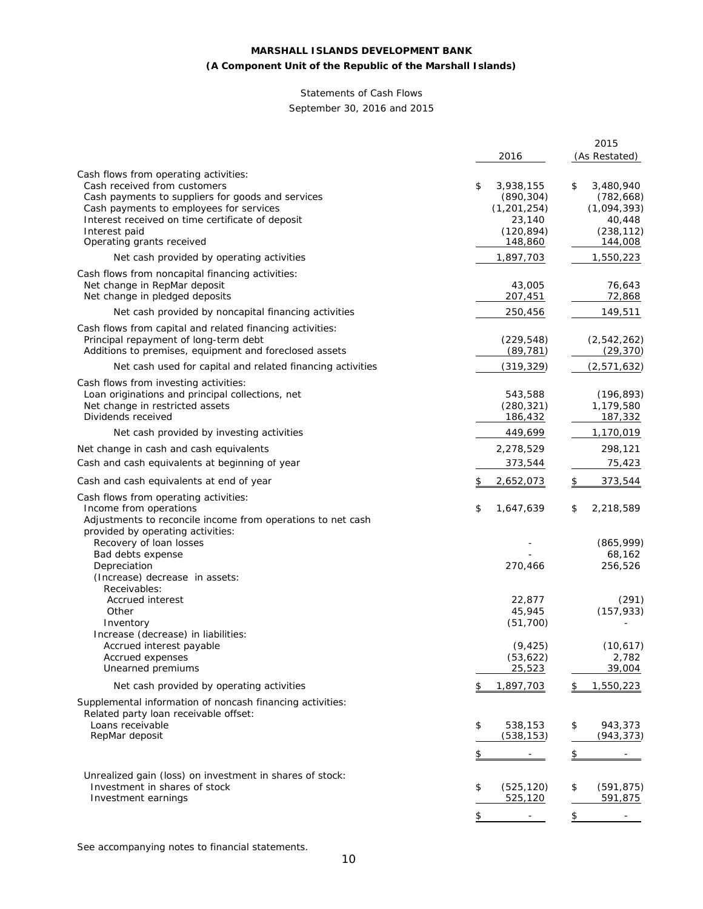**MARSHALL ISLANDS DEVELOPMENT BANK**

**(A Component Unit of the Republic of the Marshall Islands)**

Statements of Cash Flows

September 30, 2016 and 2015

| | 2016 | 2015 (As Restated) |
|---|---|---|
| Cash flows from operating activities: | | |
| Cash received from customers | $ 3,938,155 | $ 3,480,940 |
| Cash payments to suppliers for goods and services | (890,304) | (782,668) |
| Cash payments to employees for services | (1,201,254) | (1,094,393) |
| Interest received on time certificate of deposit | 23,140 | 40,448 |
| Interest paid | (120,894) | (238,112) |
| Operating grants received | 148,860 | 144,008 |
| Net cash provided by operating activities | 1,897,703 | 1,550,223 |
| Cash flows from noncapital financing activities: | | |
| Net change in RepMar deposit | 43,005 | 76,643 |
| Net change in pledged deposits | 207,451 | 72,868 |
| Net cash provided by noncapital financing activities | 250,456 | 149,511 |
| Cash flows from capital and related financing activities: | | |
| Principal repayment of long-term debt | (229,548) | (2,542,262) |
| Additions to premises, equipment and foreclosed assets | (89,781) | (29,370) |
| Net cash used for capital and related financing activities | (319,329) | (2,571,632) |
| Cash flows from investing activities: | | |
| Loan originations and principal collections, net | 543,588 | (196,893) |
| Net change in restricted assets | (280,321) | 1,179,580 |
| Dividends received | 186,432 | 187,332 |
| Net cash provided by investing activities | 449,699 | 1,170,019 |
| Net change in cash and cash equivalents | 2,278,529 | 298,121 |
| Cash and cash equivalents at beginning of year | 373,544 | 75,423 |
| Cash and cash equivalents at end of year | $ 2,652,073 | $ 373,544 |
| Cash flows from operating activities: | | |
| Income from operations | $ 1,647,639 | $ 2,218,589 |
| Adjustments to reconcile income from operations to net cash provided by operating activities: | | |
| Recovery of loan losses | - | (865,999) |
| Bad debts expense | - | 68,162 |
| Depreciation | 270,466 | 256,526 |
| (Increase) decrease in assets: | | |
| Receivables: | | |
| Accrued interest | 22,877 | (291) |
| Other | 45,945 | (157,933) |
| Inventory | (51,700) | - |
| Increase (decrease) in liabilities: | | |
| Accrued interest payable | (9,425) | (10,617) |
| Accrued expenses | (53,622) | 2,782 |
| Unearned premiums | 25,523 | 39,004 |
| Net cash provided by operating activities | $ 1,897,703 | $ 1,550,223 |
| Supplemental information of noncash financing activities: | | |
| Related party loan receivable offset: | | |
| Loans receivable | $ 538,153 | $ 943,373 |
| RepMar deposit | (538,153) | (943,373) |
| | $ - | $ - |
| Unrealized gain (loss) on investment in shares of stock: | | |
| Investment in shares of stock | $ (525,120) | $ (591,875) |
| Investment earnings | 525,120 | 591,875 |
| | $ - | $ - |

See accompanying notes to financial statements.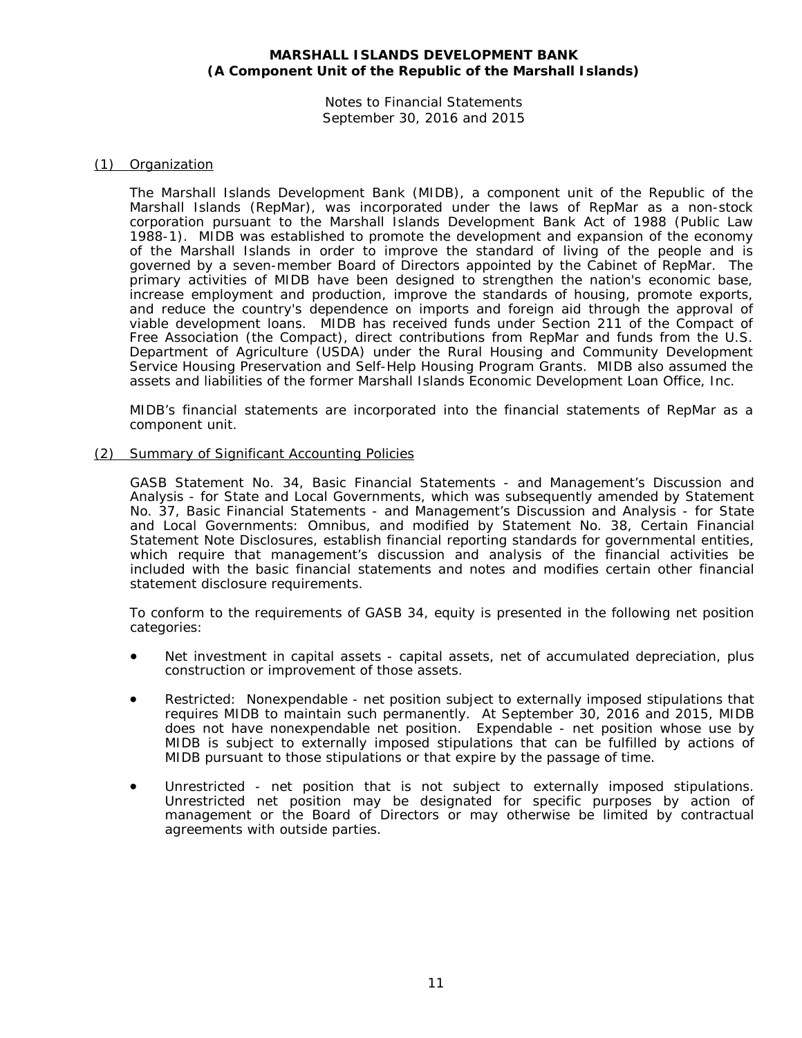# MARSHALL ISLANDS DEVELOPMENT BANK
## (A Component Unit of the Republic of the Marshall Islands)

Notes to Financial Statements
September 30, 2016 and 2015

(1) Organization

The Marshall Islands Development Bank (MIDB), a component unit of the Republic of the Marshall Islands (RepMar), was incorporated under the laws of RepMar as a non-stock corporation pursuant to the Marshall Islands Development Bank Act of 1988 (Public Law 1988-1). MIDB was established to promote the development and expansion of the economy of the Marshall Islands in order to improve the standard of living of the people and is governed by a seven-member Board of Directors appointed by the Cabinet of RepMar. The primary activities of MIDB have been designed to strengthen the nation's economic base, increase employment and production, improve the standards of housing, promote exports, and reduce the country's dependence on imports and foreign aid through the approval of viable development loans. MIDB has received funds under Section 211 of the Compact of Free Association (the Compact), direct contributions from RepMar and funds from the U.S. Department of Agriculture (USDA) under the Rural Housing and Community Development Service Housing Preservation and Self-Help Housing Program Grants. MIDB also assumed the assets and liabilities of the former Marshall Islands Economic Development Loan Office, Inc.

MIDB's financial statements are incorporated into the financial statements of RepMar as a component unit.

(2) Summary of Significant Accounting Policies

GASB Statement No. 34, Basic Financial Statements - and Management's Discussion and Analysis - for State and Local Governments, which was subsequently amended by Statement No. 37, Basic Financial Statements - and Management's Discussion and Analysis - for State and Local Governments: Omnibus, and modified by Statement No. 38, Certain Financial Statement Note Disclosures, establish financial reporting standards for governmental entities, which require that management's discussion and analysis of the financial activities be included with the basic financial statements and notes and modifies certain other financial statement disclosure requirements.

To conform to the requirements of GASB 34, equity is presented in the following net position categories:

- Net investment in capital assets - capital assets, net of accumulated depreciation, plus construction or improvement of those assets.

- Restricted: Nonexpendable - net position subject to externally imposed stipulations that requires MIDB to maintain such permanently. At September 30, 2016 and 2015, MIDB does not have nonexpendable net position. Expendable - net position whose use by MIDB is subject to externally imposed stipulations that can be fulfilled by actions of MIDB pursuant to those stipulations or that expire by the passage of time.

- Unrestricted - net position that is not subject to externally imposed stipulations. Unrestricted net position may be designated for specific purposes by action of management or the Board of Directors or may otherwise be limited by contractual agreements with outside parties.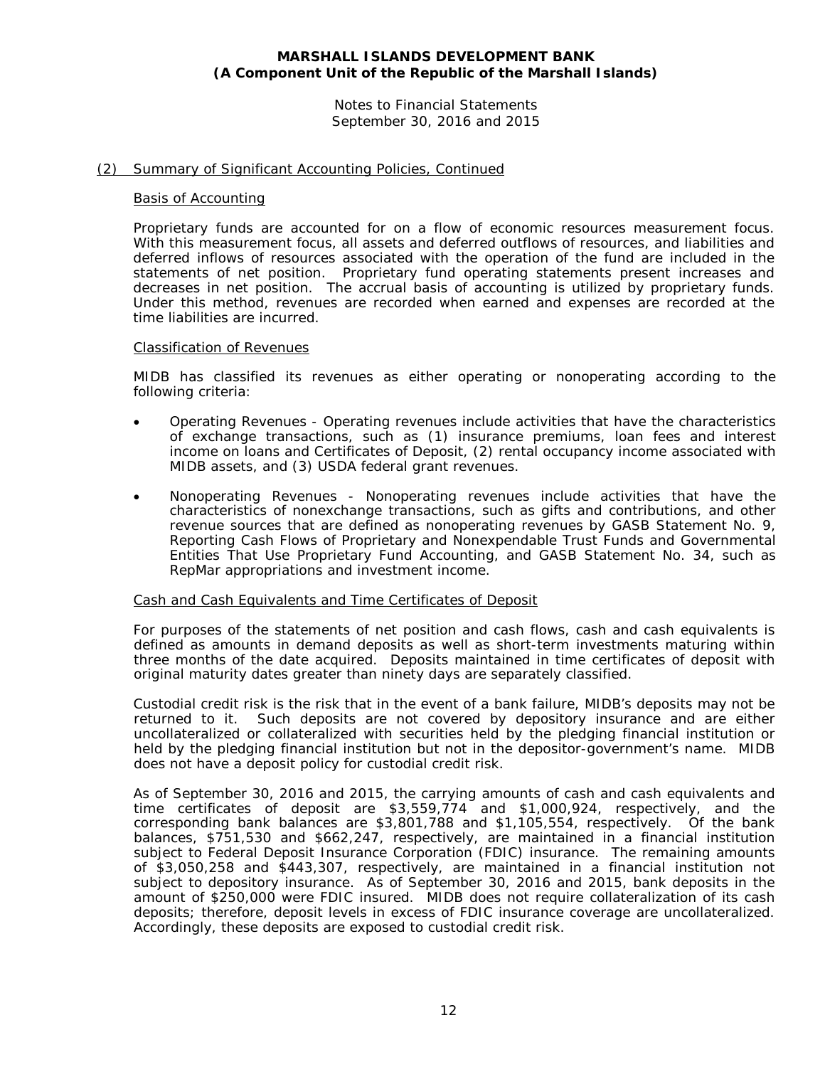# MARSHALL ISLANDS DEVELOPMENT BANK
## (A Component Unit of the Republic of the Marshall Islands)

Notes to Financial Statements
September 30, 2016 and 2015

## (2) Summary of Significant Accounting Policies, Continued

### Basis of Accounting

Proprietary funds are accounted for on a flow of economic resources measurement focus. With this measurement focus, all assets and deferred outflows of resources, and liabilities and deferred inflows of resources associated with the operation of the fund are included in the statements of net position. Proprietary fund operating statements present increases and decreases in net position. The accrual basis of accounting is utilized by proprietary funds. Under this method, revenues are recorded when earned and expenses are recorded at the time liabilities are incurred.

### Classification of Revenues

MIDB has classified its revenues as either operating or nonoperating according to the following criteria:

- Operating Revenues - Operating revenues include activities that have the characteristics of exchange transactions, such as (1) insurance premiums, loan fees and interest income on loans and Certificates of Deposit, (2) rental occupancy income associated with MIDB assets, and (3) USDA federal grant revenues.
- Nonoperating Revenues - Nonoperating revenues include activities that have the characteristics of nonexchange transactions, such as gifts and contributions, and other revenue sources that are defined as nonoperating revenues by GASB Statement No. 9, Reporting Cash Flows of Proprietary and Nonexpendable Trust Funds and Governmental Entities That Use Proprietary Fund Accounting, and GASB Statement No. 34, such as RepMar appropriations and investment income.

### Cash and Cash Equivalents and Time Certificates of Deposit

For purposes of the statements of net position and cash flows, cash and cash equivalents is defined as amounts in demand deposits as well as short-term investments maturing within three months of the date acquired. Deposits maintained in time certificates of deposit with original maturity dates greater than ninety days are separately classified.

Custodial credit risk is the risk that in the event of a bank failure, MIDB's deposits may not be returned to it. Such deposits are not covered by depository insurance and are either uncollateralized or collateralized with securities held by the pledging financial institution or held by the pledging financial institution but not in the depositor-government's name. MIDB does not have a deposit policy for custodial credit risk.

As of September 30, 2016 and 2015, the carrying amounts of cash and cash equivalents and time certificates of deposit are $3,559,774 and $1,000,924, respectively, and the corresponding bank balances are $3,801,788 and $1,105,554, respectively. Of the bank balances, $751,530 and $662,247, respectively, are maintained in a financial institution subject to Federal Deposit Insurance Corporation (FDIC) insurance. The remaining amounts of $3,050,258 and $443,307, respectively, are maintained in a financial institution not subject to depository insurance. As of September 30, 2016 and 2015, bank deposits in the amount of $250,000 were FDIC insured. MIDB does not require collateralization of its cash deposits; therefore, deposit levels in excess of FDIC insurance coverage are uncollateralized. Accordingly, these deposits are exposed to custodial credit risk.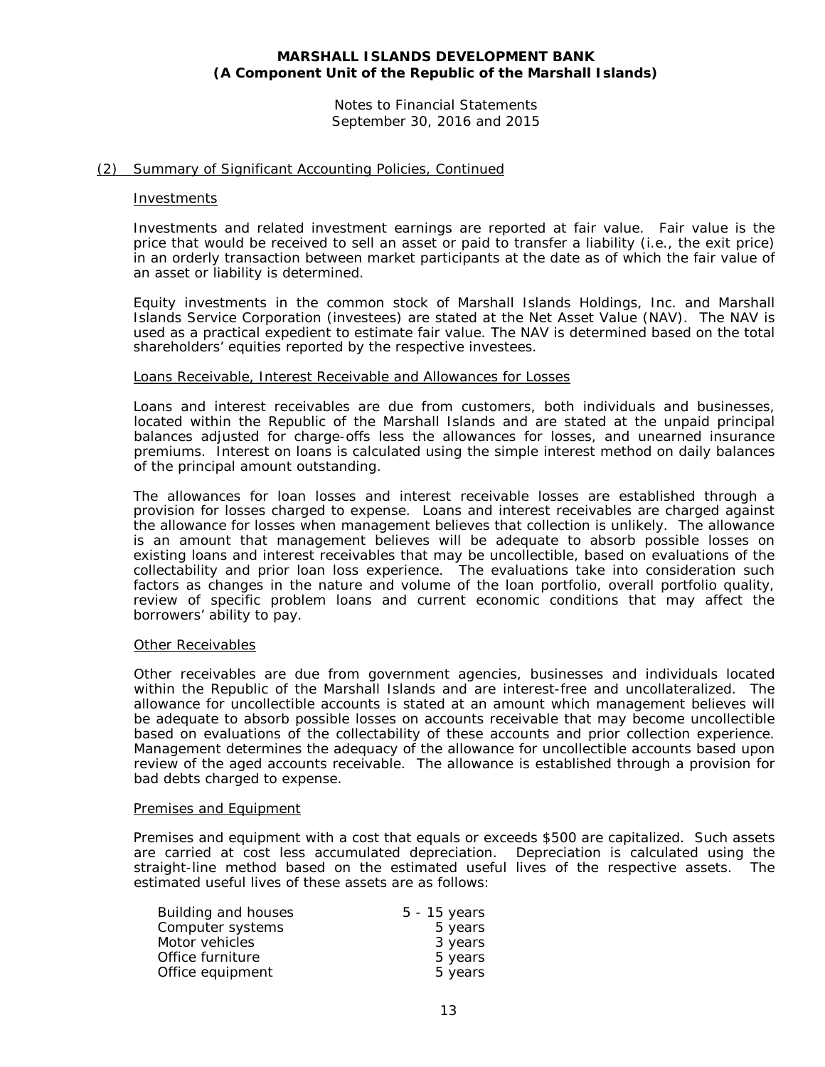## (2) Summary of Significant Accounting Policies, Continued

### Investments

Investments and related investment earnings are reported at fair value. Fair value is the price that would be received to sell an asset or paid to transfer a liability (i.e., the exit price) in an orderly transaction between market participants at the date as of which the fair value of an asset or liability is determined.

Equity investments in the common stock of Marshall Islands Holdings, Inc. and Marshall Islands Service Corporation (investees) are stated at the Net Asset Value (NAV). The NAV is used as a practical expedient to estimate fair value. The NAV is determined based on the total shareholders' equities reported by the respective investees.

### Loans Receivable, Interest Receivable and Allowances for Losses

Loans and interest receivables are due from customers, both individuals and businesses, located within the Republic of the Marshall Islands and are stated at the unpaid principal balances adjusted for charge-offs less the allowances for losses, and unearned insurance premiums. Interest on loans is calculated using the simple interest method on daily balances of the principal amount outstanding.

The allowances for loan losses and interest receivable losses are established through a provision for losses charged to expense. Loans and interest receivables are charged against the allowance for losses when management believes that collection is unlikely. The allowance is an amount that management believes will be adequate to absorb possible losses on existing loans and interest receivables that may be uncollectible, based on evaluations of the collectability and prior loan loss experience. The evaluations take into consideration such factors as changes in the nature and volume of the loan portfolio, overall portfolio quality, review of specific problem loans and current economic conditions that may affect the borrowers' ability to pay.

### Other Receivables

Other receivables are due from government agencies, businesses and individuals located within the Republic of the Marshall Islands and are interest-free and uncollateralized. The allowance for uncollectible accounts is stated at an amount which management believes will be adequate to absorb possible losses on accounts receivable that may become uncollectible based on evaluations of the collectability of these accounts and prior collection experience. Management determines the adequacy of the allowance for uncollectible accounts based upon review of the aged accounts receivable. The allowance is established through a provision for bad debts charged to expense.

### Premises and Equipment

Premises and equipment with a cost that equals or exceeds $500 are capitalized. Such assets are carried at cost less accumulated depreciation. Depreciation is calculated using the straight-line method based on the estimated useful lives of the respective assets. The estimated useful lives of these assets are as follows:

| | |
|---|---|
| Building and houses | 5 - 15 years |
| Computer systems | 5 years |
| Motor vehicles | 3 years |
| Office furniture | 5 years |
| Office equipment | 5 years |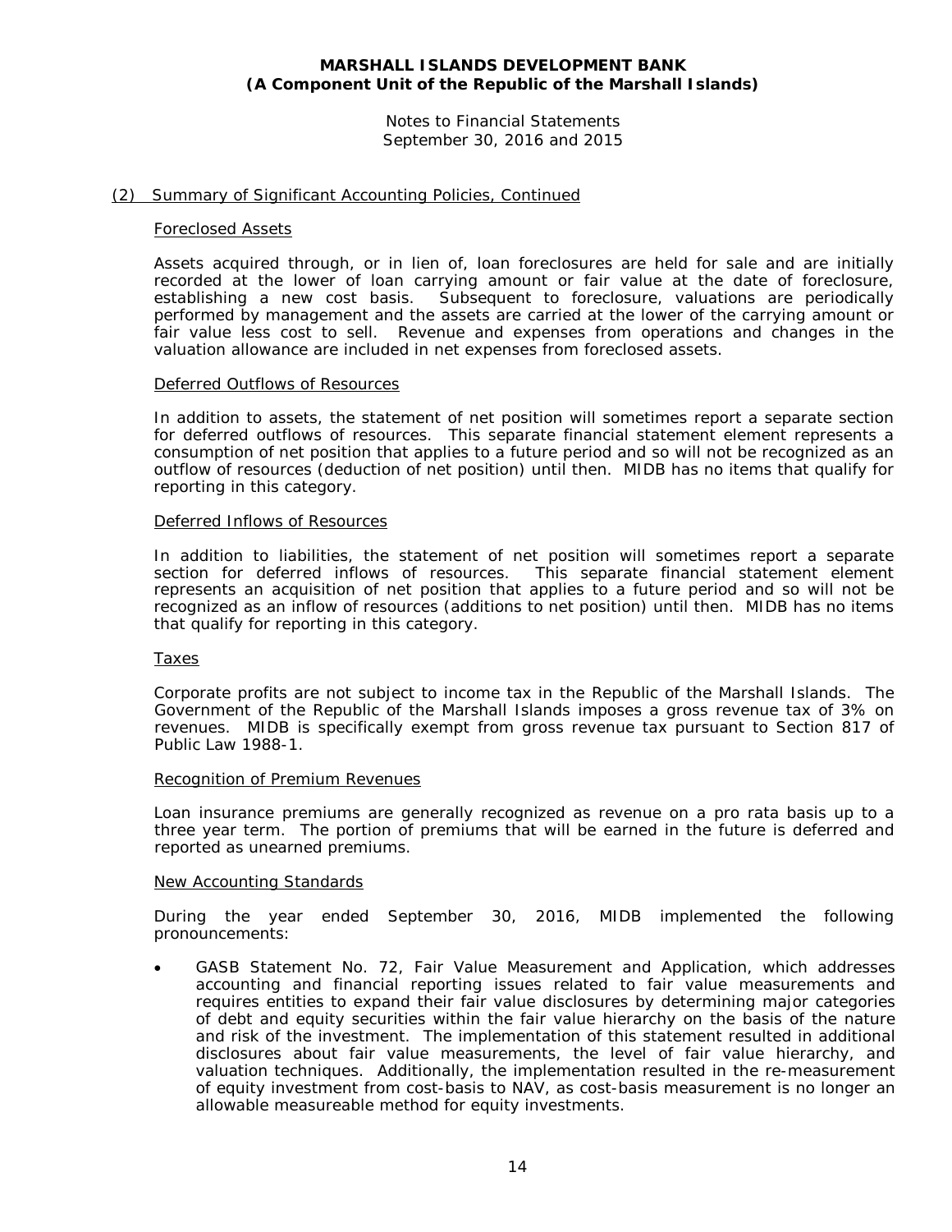# MARSHALL ISLANDS DEVELOPMENT BANK
## (A Component Unit of the Republic of the Marshall Islands)

Notes to Financial Statements
September 30, 2016 and 2015

## (2) Summary of Significant Accounting Policies, Continued

### Foreclosed Assets

Assets acquired through, or in lien of, loan foreclosures are held for sale and are initially recorded at the lower of loan carrying amount or fair value at the date of foreclosure, establishing a new cost basis. Subsequent to foreclosure, valuations are periodically performed by management and the assets are carried at the lower of the carrying amount or fair value less cost to sell. Revenue and expenses from operations and changes in the valuation allowance are included in net expenses from foreclosed assets.

### Deferred Outflows of Resources

In addition to assets, the statement of net position will sometimes report a separate section for deferred outflows of resources. This separate financial statement element represents a consumption of net position that applies to a future period and so will not be recognized as an outflow of resources (deduction of net position) until then. MIDB has no items that qualify for reporting in this category.

### Deferred Inflows of Resources

In addition to liabilities, the statement of net position will sometimes report a separate section for deferred inflows of resources. This separate financial statement element represents an acquisition of net position that applies to a future period and so will not be recognized as an inflow of resources (additions to net position) until then. MIDB has no items that qualify for reporting in this category.

### Taxes

Corporate profits are not subject to income tax in the Republic of the Marshall Islands. The Government of the Republic of the Marshall Islands imposes a gross revenue tax of 3% on revenues. MIDB is specifically exempt from gross revenue tax pursuant to Section 817 of Public Law 1988-1.

### Recognition of Premium Revenues

Loan insurance premiums are generally recognized as revenue on a pro rata basis up to a three year term. The portion of premiums that will be earned in the future is deferred and reported as unearned premiums.

### New Accounting Standards

During the year ended September 30, 2016, MIDB implemented the following pronouncements:

- GASB Statement No. 72, Fair Value Measurement and Application, which addresses accounting and financial reporting issues related to fair value measurements and requires entities to expand their fair value disclosures by determining major categories of debt and equity securities within the fair value hierarchy on the basis of the nature and risk of the investment. The implementation of this statement resulted in additional disclosures about fair value measurements, the level of fair value hierarchy, and valuation techniques. Additionally, the implementation resulted in the re-measurement of equity investment from cost-basis to NAV, as cost-basis measurement is no longer an allowable measureable method for equity investments.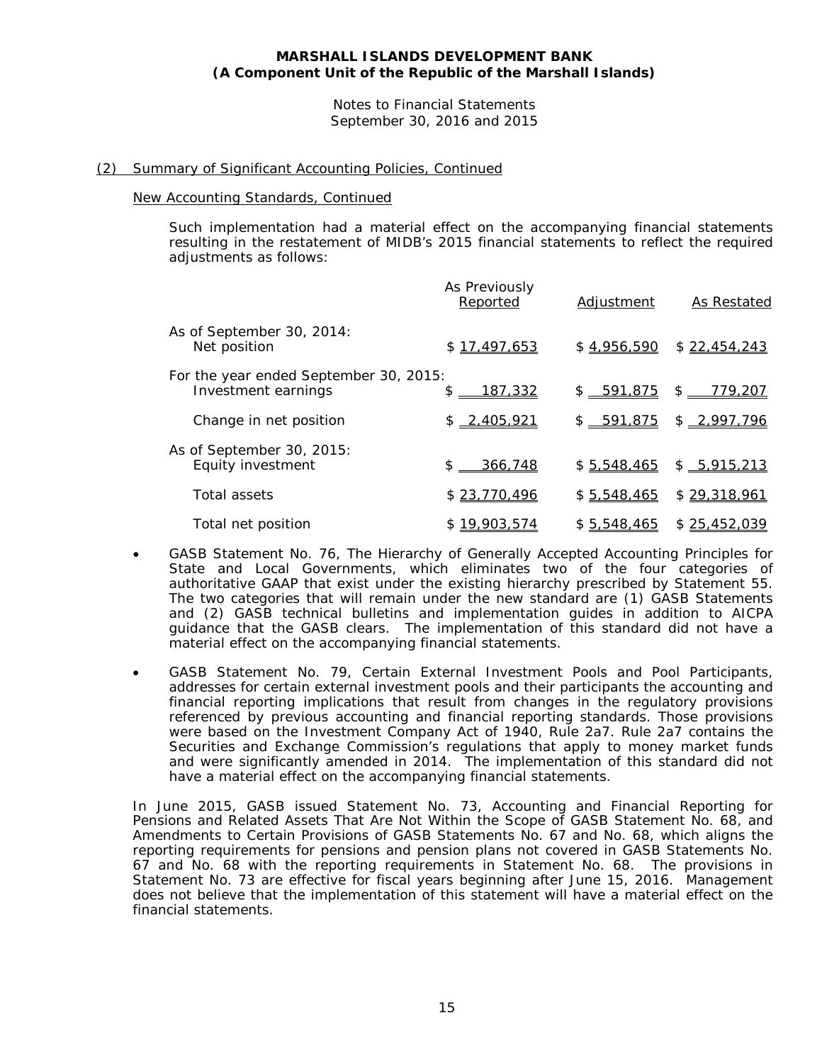**MARSHALL ISLANDS DEVELOPMENT BANK**
**(A Component Unit of the Republic of the Marshall Islands)**

Notes to Financial Statements
September 30, 2016 and 2015

(2) Summary of Significant Accounting Policies, Continued

New Accounting Standards, Continued

Such implementation had a material effect on the accompanying financial statements resulting in the restatement of MIDB's 2015 financial statements to reflect the required adjustments as follows:

| | As Previously Reported | Adjustment | As Restated |
|---|---|---|---|
| As of September 30, 2014: | | | |
| Net position | $ 17,497,653 | $ 4,956,590 | $ 22,454,243 |
| For the year ended September 30, 2015: | | | |
| Investment earnings | $ 187,332 | $ 591,875 | $ 779,207 |
| Change in net position | $ 2,405,921 | $ 591,875 | $ 2,997,796 |
| As of September 30, 2015: | | | |
| Equity investment | $ 366,748 | $ 5,548,465 | $ 5,915,213 |
| Total assets | $ 23,770,496 | $ 5,548,465 | $ 29,318,961 |
| Total net position | $ 19,903,574 | $ 5,548,465 | $ 25,452,039 |

- GASB Statement No. 76, The Hierarchy of Generally Accepted Accounting Principles for State and Local Governments, which eliminates two of the four categories of authoritative GAAP that exist under the existing hierarchy prescribed by Statement 55. The two categories that will remain under the new standard are (1) GASB Statements and (2) GASB technical bulletins and implementation guides in addition to AICPA guidance that the GASB clears. The implementation of this standard did not have a material effect on the accompanying financial statements.

- GASB Statement No. 79, Certain External Investment Pools and Pool Participants, addresses for certain external investment pools and their participants the accounting and financial reporting implications that result from changes in the regulatory provisions referenced by previous accounting and financial reporting standards. Those provisions were based on the Investment Company Act of 1940, Rule 2a7. Rule 2a7 contains the Securities and Exchange Commission's regulations that apply to money market funds and were significantly amended in 2014. The implementation of this standard did not have a material effect on the accompanying financial statements.

In June 2015, GASB issued Statement No. 73, Accounting and Financial Reporting for Pensions and Related Assets That Are Not Within the Scope of GASB Statement No. 68, and Amendments to Certain Provisions of GASB Statements No. 67 and No. 68, which aligns the reporting requirements for pensions and pension plans not covered in GASB Statements No. 67 and No. 68 with the reporting requirements in Statement No. 68. The provisions in Statement No. 73 are effective for fiscal years beginning after June 15, 2016. Management does not believe that the implementation of this statement will have a material effect on the financial statements.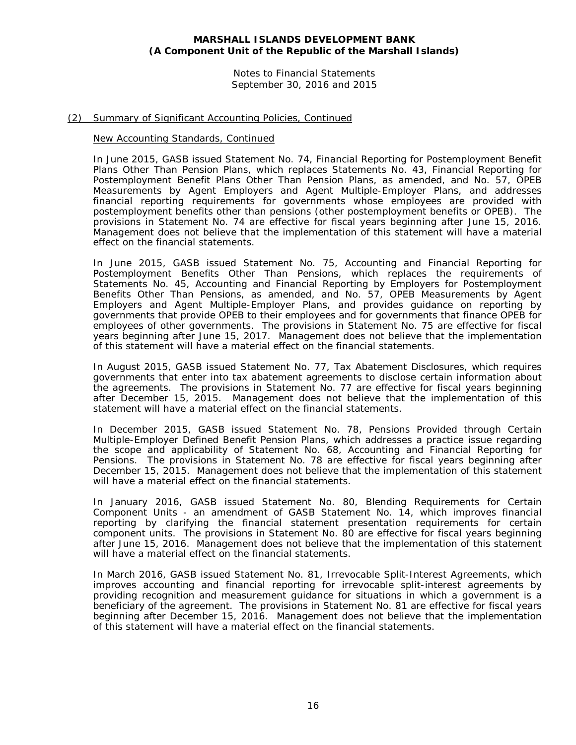## (2) Summary of Significant Accounting Policies, Continued

### New Accounting Standards, Continued

In June 2015, GASB issued Statement No. 74, Financial Reporting for Postemployment Benefit Plans Other Than Pension Plans, which replaces Statements No. 43, Financial Reporting for Postemployment Benefit Plans Other Than Pension Plans, as amended, and No. 57, OPEB Measurements by Agent Employers and Agent Multiple-Employer Plans, and addresses financial reporting requirements for governments whose employees are provided with postemployment benefits other than pensions (other postemployment benefits or OPEB). The provisions in Statement No. 74 are effective for fiscal years beginning after June 15, 2016. Management does not believe that the implementation of this statement will have a material effect on the financial statements.

In June 2015, GASB issued Statement No. 75, Accounting and Financial Reporting for Postemployment Benefits Other Than Pensions, which replaces the requirements of Statements No. 45, Accounting and Financial Reporting by Employers for Postemployment Benefits Other Than Pensions, as amended, and No. 57, OPEB Measurements by Agent Employers and Agent Multiple-Employer Plans, and provides guidance on reporting by governments that provide OPEB to their employees and for governments that finance OPEB for employees of other governments. The provisions in Statement No. 75 are effective for fiscal years beginning after June 15, 2017. Management does not believe that the implementation of this statement will have a material effect on the financial statements.

In August 2015, GASB issued Statement No. 77, Tax Abatement Disclosures, which requires governments that enter into tax abatement agreements to disclose certain information about the agreements. The provisions in Statement No. 77 are effective for fiscal years beginning after December 15, 2015. Management does not believe that the implementation of this statement will have a material effect on the financial statements.

In December 2015, GASB issued Statement No. 78, Pensions Provided through Certain Multiple-Employer Defined Benefit Pension Plans, which addresses a practice issue regarding the scope and applicability of Statement No. 68, Accounting and Financial Reporting for Pensions. The provisions in Statement No. 78 are effective for fiscal years beginning after December 15, 2015. Management does not believe that the implementation of this statement will have a material effect on the financial statements.

In January 2016, GASB issued Statement No. 80, Blending Requirements for Certain Component Units - an amendment of GASB Statement No. 14, which improves financial reporting by clarifying the financial statement presentation requirements for certain component units. The provisions in Statement No. 80 are effective for fiscal years beginning after June 15, 2016. Management does not believe that the implementation of this statement will have a material effect on the financial statements.

In March 2016, GASB issued Statement No. 81, Irrevocable Split-Interest Agreements, which improves accounting and financial reporting for irrevocable split-interest agreements by providing recognition and measurement guidance for situations in which a government is a beneficiary of the agreement. The provisions in Statement No. 81 are effective for fiscal years beginning after December 15, 2016. Management does not believe that the implementation of this statement will have a material effect on the financial statements.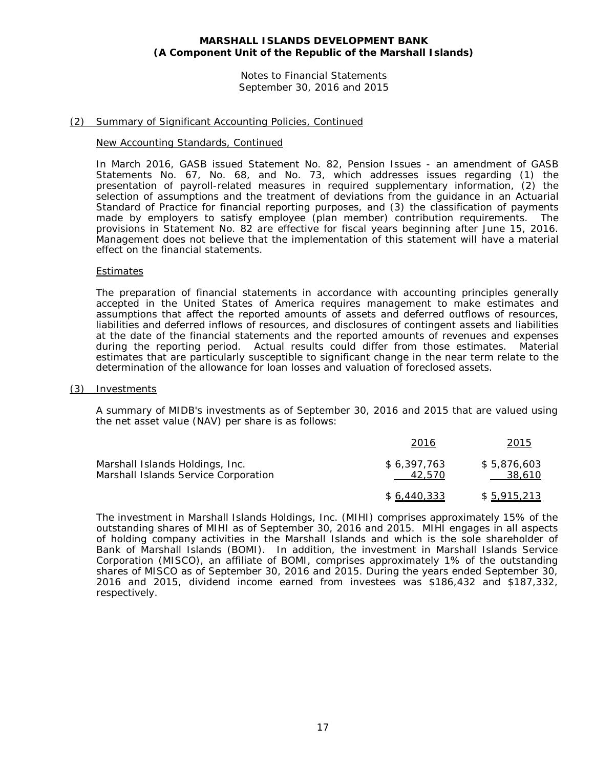**MARSHALL ISLANDS DEVELOPMENT BANK**
**(A Component Unit of the Republic of the Marshall Islands)**

Notes to Financial Statements
September 30, 2016 and 2015

## (2) Summary of Significant Accounting Policies, Continued

### New Accounting Standards, Continued

In March 2016, GASB issued Statement No. 82, Pension Issues - an amendment of GASB Statements No. 67, No. 68, and No. 73, which addresses issues regarding (1) the presentation of payroll-related measures in required supplementary information, (2) the selection of assumptions and the treatment of deviations from the guidance in an Actuarial Standard of Practice for financial reporting purposes, and (3) the classification of payments made by employers to satisfy employee (plan member) contribution requirements. The provisions in Statement No. 82 are effective for fiscal years beginning after June 15, 2016. Management does not believe that the implementation of this statement will have a material effect on the financial statements.

### Estimates

The preparation of financial statements in accordance with accounting principles generally accepted in the United States of America requires management to make estimates and assumptions that affect the reported amounts of assets and deferred outflows of resources, liabilities and deferred inflows of resources, and disclosures of contingent assets and liabilities at the date of the financial statements and the reported amounts of revenues and expenses during the reporting period. Actual results could differ from those estimates. Material estimates that are particularly susceptible to significant change in the near term relate to the determination of the allowance for loan losses and valuation of foreclosed assets.

## (3) Investments

A summary of MIDB's investments as of September 30, 2016 and 2015 that are valued using the net asset value (NAV) per share is as follows:

| | 2016 | 2015 |
|---|---|---|
| Marshall Islands Holdings, Inc. | $ 6,397,763 | $ 5,876,603 |
| Marshall Islands Service Corporation | 42,570 | 38,610 |
| | $ 6,440,333 | $ 5,915,213 |

The investment in Marshall Islands Holdings, Inc. (MIHI) comprises approximately 15% of the outstanding shares of MIHI as of September 30, 2016 and 2015. MIHI engages in all aspects of holding company activities in the Marshall Islands and which is the sole shareholder of Bank of Marshall Islands (BOMI). In addition, the investment in Marshall Islands Service Corporation (MISCO), an affiliate of BOMI, comprises approximately 1% of the outstanding shares of MISCO as of September 30, 2016 and 2015. During the years ended September 30, 2016 and 2015, dividend income earned from investees was $186,432 and $187,332, respectively.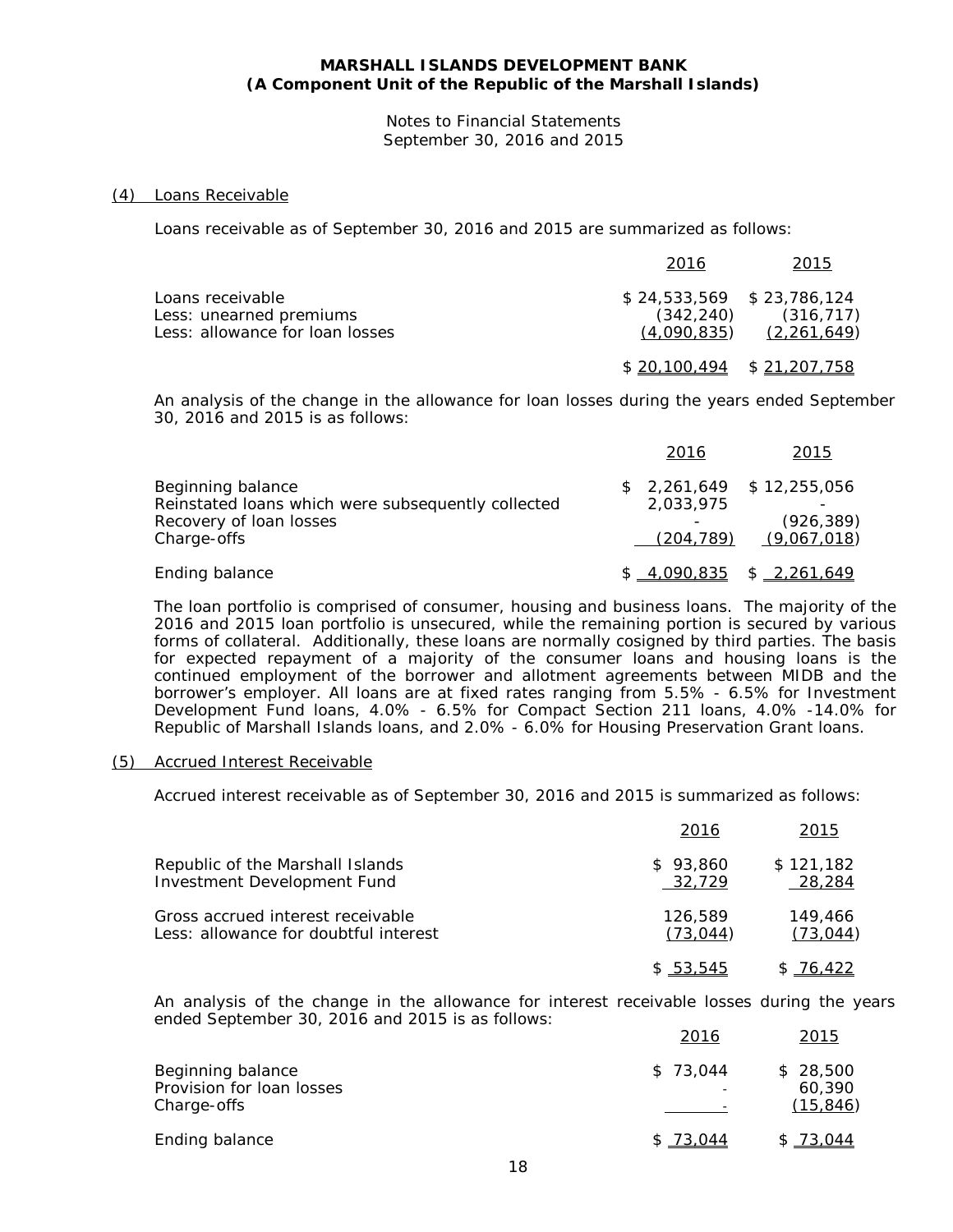**MARSHALL ISLANDS DEVELOPMENT BANK**
**(A Component Unit of the Republic of the Marshall Islands)**

Notes to Financial Statements
September 30, 2016 and 2015

## (4) Loans Receivable

Loans receivable as of September 30, 2016 and 2015 are summarized as follows:

| | 2016 | 2015 |
|---|---|---|
| Loans receivable | $ 24,533,569 | $ 23,786,124 |
| Less: unearned premiums | (342,240) | (316,717) |
| Less: allowance for loan losses | (4,090,835) | (2,261,649) |
| | $ 20,100,494 | $ 21,207,758 |

An analysis of the change in the allowance for loan losses during the years ended September 30, 2016 and 2015 is as follows:

| | 2016 | 2015 |
|---|---|---|
| Beginning balance | $ 2,261,649 | $ 12,255,056 |
| Reinstated loans which were subsequently collected | 2,033,975 | - |
| Recovery of loan losses | - | (926,389) |
| Charge-offs | (204,789) | (9,067,018) |
| Ending balance | $ 4,090,835 | $ 2,261,649 |

The loan portfolio is comprised of consumer, housing and business loans. The majority of the 2016 and 2015 loan portfolio is unsecured, while the remaining portion is secured by various forms of collateral. Additionally, these loans are normally cosigned by third parties. The basis for expected repayment of a majority of the consumer loans and housing loans is the continued employment of the borrower and allotment agreements between MIDB and the borrower's employer. All loans are at fixed rates ranging from 5.5% - 6.5% for Investment Development Fund loans, 4.0% - 6.5% for Compact Section 211 loans, 4.0% -14.0% for Republic of Marshall Islands loans, and 2.0% - 6.0% for Housing Preservation Grant loans.

## (5) Accrued Interest Receivable

Accrued interest receivable as of September 30, 2016 and 2015 is summarized as follows:

| | 2016 | 2015 |
|---|---|---|
| Republic of the Marshall Islands | $ 93,860 | $ 121,182 |
| Investment Development Fund | 32,729 | 28,284 |
| Gross accrued interest receivable | 126,589 | 149,466 |
| Less: allowance for doubtful interest | (73,044) | (73,044) |
| | $ 53,545 | $ 76,422 |

An analysis of the change in the allowance for interest receivable losses during the years ended September 30, 2016 and 2015 is as follows:

| | 2016 | 2015 |
|---|---|---|
| Beginning balance | $ 73,044 | $ 28,500 |
| Provision for loan losses | - | 60,390 |
| Charge-offs | - | (15,846) |
| Ending balance | $ 73,044 | $ 73,044 |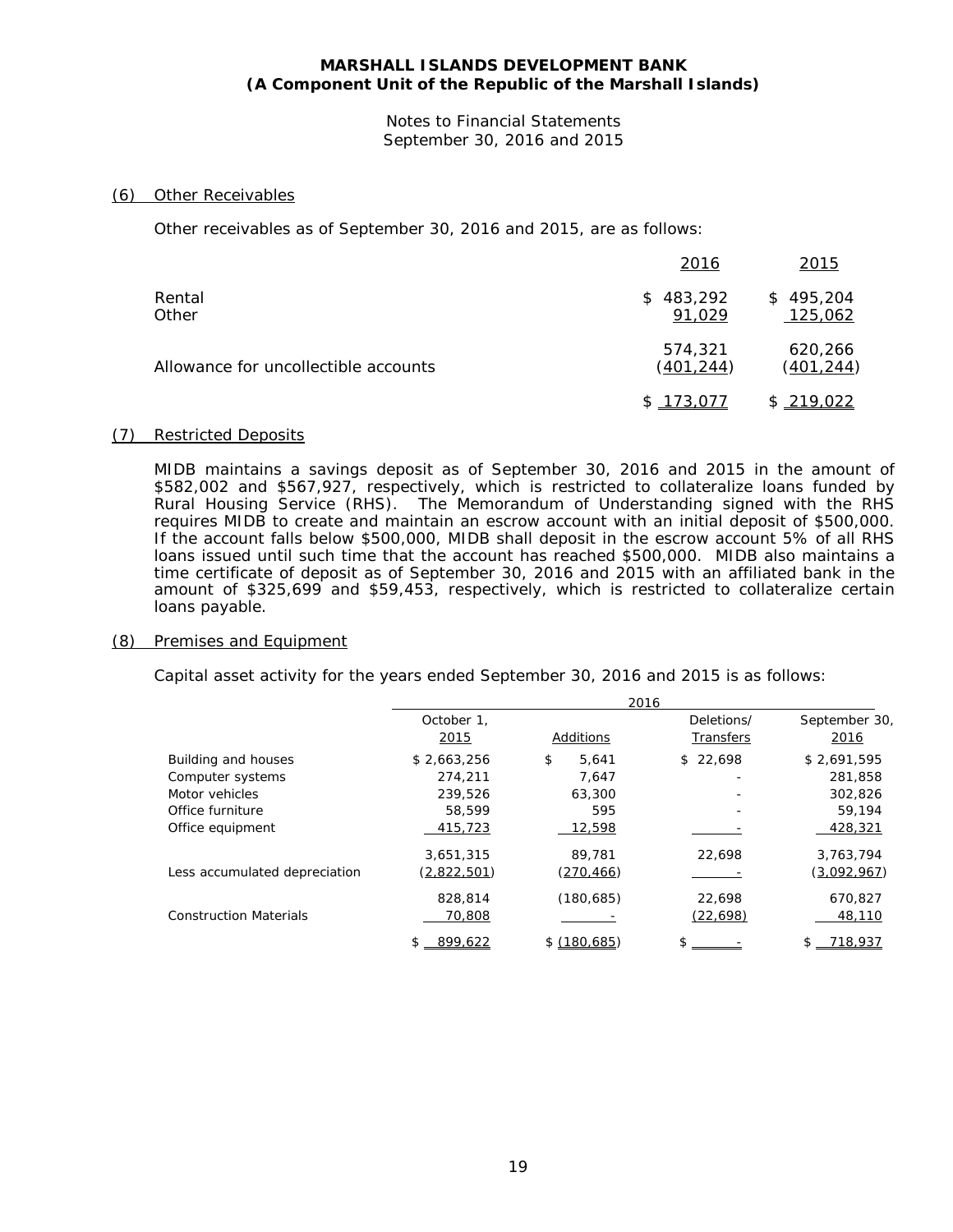**MARSHALL ISLANDS DEVELOPMENT BANK**
**(A Component Unit of the Republic of the Marshall Islands)**

Notes to Financial Statements
September 30, 2016 and 2015

## (6) Other Receivables

Other receivables as of September 30, 2016 and 2015, are as follows:

| | 2016 | 2015 |
|---|---|---|
| Rental | $ 483,292 | $ 495,204 |
| Other | 91,029 | 125,062 |
| | 574,321 | 620,266 |
| Allowance for uncollectible accounts | (401,244) | (401,244) |
| | $ 173,077 | $ 219,022 |

## (7) Restricted Deposits

MIDB maintains a savings deposit as of September 30, 2016 and 2015 in the amount of $582,002 and $567,927, respectively, which is restricted to collateralize loans funded by Rural Housing Service (RHS). The Memorandum of Understanding signed with the RHS requires MIDB to create and maintain an escrow account with an initial deposit of $500,000. If the account falls below $500,000, MIDB shall deposit in the escrow account 5% of all RHS loans issued until such time that the account has reached $500,000. MIDB also maintains a time certificate of deposit as of September 30, 2016 and 2015 with an affiliated bank in the amount of $325,699 and $59,453, respectively, which is restricted to collateralize certain loans payable.

## (8) Premises and Equipment

Capital asset activity for the years ended September 30, 2016 and 2015 is as follows:

| | 2016 | | | |
|---|---|---|---|---|
| | October 1, 2015 | Additions | Deletions/ Transfers | September 30, 2016 |
| Building and houses | $ 2,663,256 | $ 5,641 | $ 22,698 | $ 2,691,595 |
| Computer systems | 274,211 | 7,647 | - | 281,858 |
| Motor vehicles | 239,526 | 63,300 | - | 302,826 |
| Office furniture | 58,599 | 595 | - | 59,194 |
| Office equipment | 415,723 | 12,598 | - | 428,321 |
| | 3,651,315 | 89,781 | 22,698 | 3,763,794 |
| Less accumulated depreciation | (2,822,501) | (270,466) | - | (3,092,967) |
| | 828,814 | (180,685) | 22,698 | 670,827 |
| Construction Materials | 70,808 | - | (22,698) | 48,110 |
| | $ 899,622 | $ (180,685) | $ - | $ 718,937 |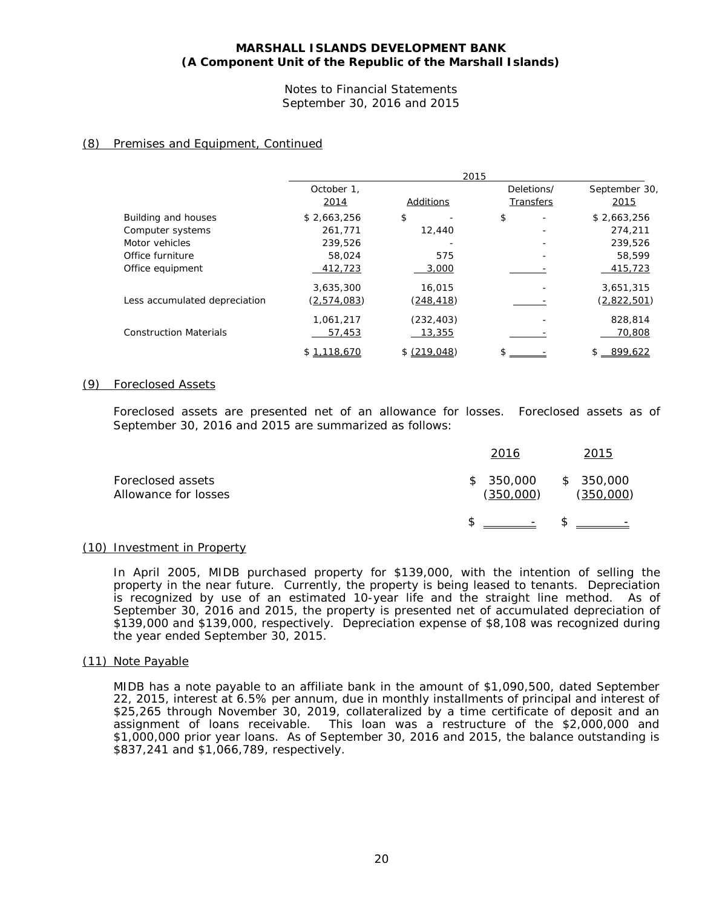**MARSHALL ISLANDS DEVELOPMENT BANK**
**(A Component Unit of the Republic of the Marshall Islands)**

Notes to Financial Statements
September 30, 2016 and 2015

## (8) Premises and Equipment, Continued

| | 2015 | | | |
|---|---|---|---|---|
| | October 1, 2014 | Additions | Deletions/ Transfers | September 30, 2015 |
| Building and houses | $ 2,663,256 | $ - | $ - | $ 2,663,256 |
| Computer systems | 261,771 | 12,440 | - | 274,211 |
| Motor vehicles | 239,526 | - | - | 239,526 |
| Office furniture | 58,024 | 575 | - | 58,599 |
| Office equipment | 412,723 | 3,000 | - | 415,723 |
| | 3,635,300 | 16,015 | - | 3,651,315 |
| Less accumulated depreciation | (2,574,083) | (248,418) | - | (2,822,501) |
| | 1,061,217 | (232,403) | - | 828,814 |
| Construction Materials | 57,453 | 13,355 | - | 70,808 |
| | $ 1,118,670 | $ (219,048) | $ - | $ 899,622 |

## (9) Foreclosed Assets

Foreclosed assets are presented net of an allowance for losses. Foreclosed assets as of September 30, 2016 and 2015 are summarized as follows:

| | 2016 | 2015 |
|---|---|---|
| Foreclosed assets | $ 350,000 | $ 350,000 |
| Allowance for losses | (350,000) | (350,000) |
| | $ - | $ - |

## (10) Investment in Property

In April 2005, MIDB purchased property for $139,000, with the intention of selling the property in the near future. Currently, the property is being leased to tenants. Depreciation is recognized by use of an estimated 10-year life and the straight line method. As of September 30, 2016 and 2015, the property is presented net of accumulated depreciation of $139,000 and $139,000, respectively. Depreciation expense of $8,108 was recognized during the year ended September 30, 2015.

## (11) Note Payable

MIDB has a note payable to an affiliate bank in the amount of $1,090,500, dated September 22, 2015, interest at 6.5% per annum, due in monthly installments of principal and interest of $25,265 through November 30, 2019, collateralized by a time certificate of deposit and an assignment of loans receivable. This loan was a restructure of the $2,000,000 and $1,000,000 prior year loans. As of September 30, 2016 and 2015, the balance outstanding is $837,241 and $1,066,789, respectively.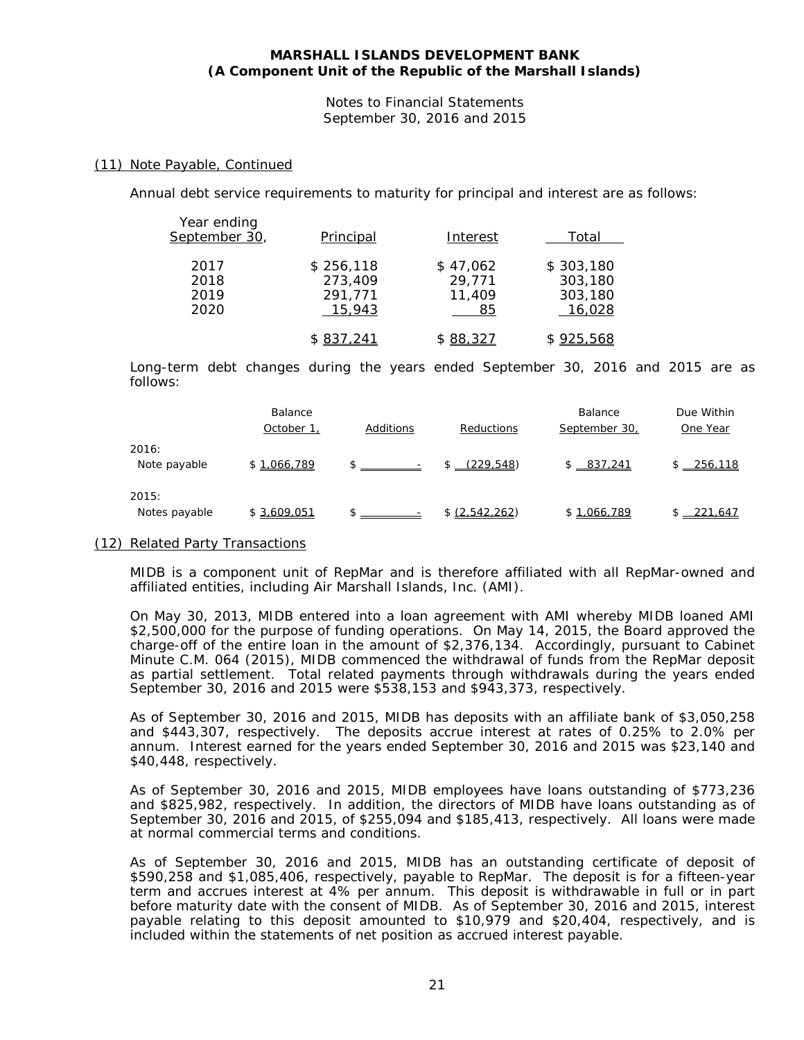### (11) Note Payable, Continued

Annual debt service requirements to maturity for principal and interest are as follows:

| Year ending September 30, | Principal | Interest | Total |
|---|---|---|---|
| 2017 | $ 256,118 | $ 47,062 | $ 303,180 |
| 2018 | 273,409 | 29,771 | 303,180 |
| 2019 | 291,771 | 11,409 | 303,180 |
| 2020 | 15,943 | 85 | 16,028 |
| | $ 837,241 | $ 88,327 | $ 925,568 |

Long-term debt changes during the years ended September 30, 2016 and 2015 are as follows:

| | Balance October 1, | Additions | Reductions | Balance September 30, | Due Within One Year |
|---|---|---|---|---|---|
| 2016: | | | | | |
| Note payable | $ 1,066,789 | $ - | $ (229,548) | $ 837,241 | $ 256,118 |
| 2015: | | | | | |
| Notes payable | $ 3,609,051 | $ - | $ (2,542,262) | $ 1,066,789 | $ 221,647 |

### (12) Related Party Transactions

MIDB is a component unit of RepMar and is therefore affiliated with all RepMar-owned and affiliated entities, including Air Marshall Islands, Inc. (AMI).

On May 30, 2013, MIDB entered into a loan agreement with AMI whereby MIDB loaned AMI $2,500,000 for the purpose of funding operations. On May 14, 2015, the Board approved the charge-off of the entire loan in the amount of $2,376,134. Accordingly, pursuant to Cabinet Minute C.M. 064 (2015), MIDB commenced the withdrawal of funds from the RepMar deposit as partial settlement. Total related payments through withdrawals during the years ended September 30, 2016 and 2015 were $538,153 and $943,373, respectively.

As of September 30, 2016 and 2015, MIDB has deposits with an affiliate bank of $3,050,258 and $443,307, respectively. The deposits accrue interest at rates of 0.25% to 2.0% per annum. Interest earned for the years ended September 30, 2016 and 2015 was $23,140 and $40,448, respectively.

As of September 30, 2016 and 2015, MIDB employees have loans outstanding of $773,236 and $825,982, respectively. In addition, the directors of MIDB have loans outstanding as of September 30, 2016 and 2015, of $255,094 and $185,413, respectively. All loans were made at normal commercial terms and conditions.

As of September 30, 2016 and 2015, MIDB has an outstanding certificate of deposit of $590,258 and $1,085,406, respectively, payable to RepMar. The deposit is for a fifteen-year term and accrues interest at 4% per annum. This deposit is withdrawable in full or in part before maturity date with the consent of MIDB. As of September 30, 2016 and 2015, interest payable relating to this deposit amounted to $10,979 and $20,404, respectively, and is included within the statements of net position as accrued interest payable.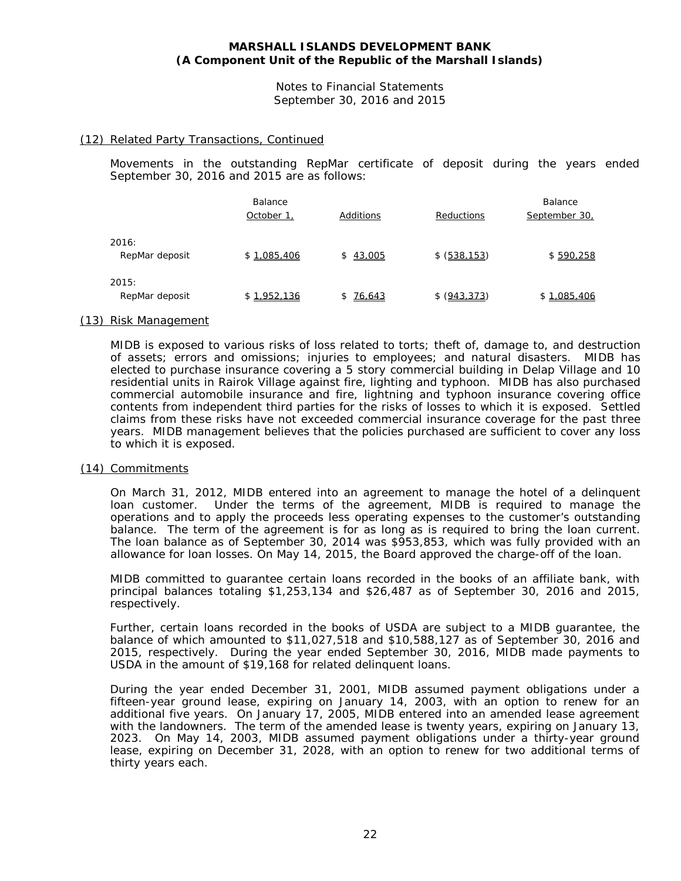## (12) Related Party Transactions, Continued

Movements in the outstanding RepMar certificate of deposit during the years ended September 30, 2016 and 2015 are as follows:

| | Balance October 1, | Additions | Reductions | Balance September 30, |
|---|---|---|---|---|
| 2016: | | | | |
| RepMar deposit | $ 1,085,406 | $ 43,005 | $ (538,153) | $ 590,258 |
| 2015: | | | | |
| RepMar deposit | $ 1,952,136 | $ 76,643 | $ (943,373) | $ 1,085,406 |

## (13) Risk Management

MIDB is exposed to various risks of loss related to torts; theft of, damage to, and destruction of assets; errors and omissions; injuries to employees; and natural disasters. MIDB has elected to purchase insurance covering a 5 story commercial building in Delap Village and 10 residential units in Rairok Village against fire, lighting and typhoon. MIDB has also purchased commercial automobile insurance and fire, lightning and typhoon insurance covering office contents from independent third parties for the risks of losses to which it is exposed. Settled claims from these risks have not exceeded commercial insurance coverage for the past three years. MIDB management believes that the policies purchased are sufficient to cover any loss to which it is exposed.

## (14) Commitments

On March 31, 2012, MIDB entered into an agreement to manage the hotel of a delinquent loan customer. Under the terms of the agreement, MIDB is required to manage the operations and to apply the proceeds less operating expenses to the customer's outstanding balance. The term of the agreement is for as long as is required to bring the loan current. The loan balance as of September 30, 2014 was $953,853, which was fully provided with an allowance for loan losses. On May 14, 2015, the Board approved the charge-off of the loan.

MIDB committed to guarantee certain loans recorded in the books of an affiliate bank, with principal balances totaling $1,253,134 and $26,487 as of September 30, 2016 and 2015, respectively.

Further, certain loans recorded in the books of USDA are subject to a MIDB guarantee, the balance of which amounted to $11,027,518 and $10,588,127 as of September 30, 2016 and 2015, respectively. During the year ended September 30, 2016, MIDB made payments to USDA in the amount of $19,168 for related delinquent loans.

During the year ended December 31, 2001, MIDB assumed payment obligations under a fifteen-year ground lease, expiring on January 14, 2003, with an option to renew for an additional five years. On January 17, 2005, MIDB entered into an amended lease agreement with the landowners. The term of the amended lease is twenty years, expiring on January 13, 2023. On May 14, 2003, MIDB assumed payment obligations under a thirty-year ground lease, expiring on December 31, 2028, with an option to renew for two additional terms of thirty years each.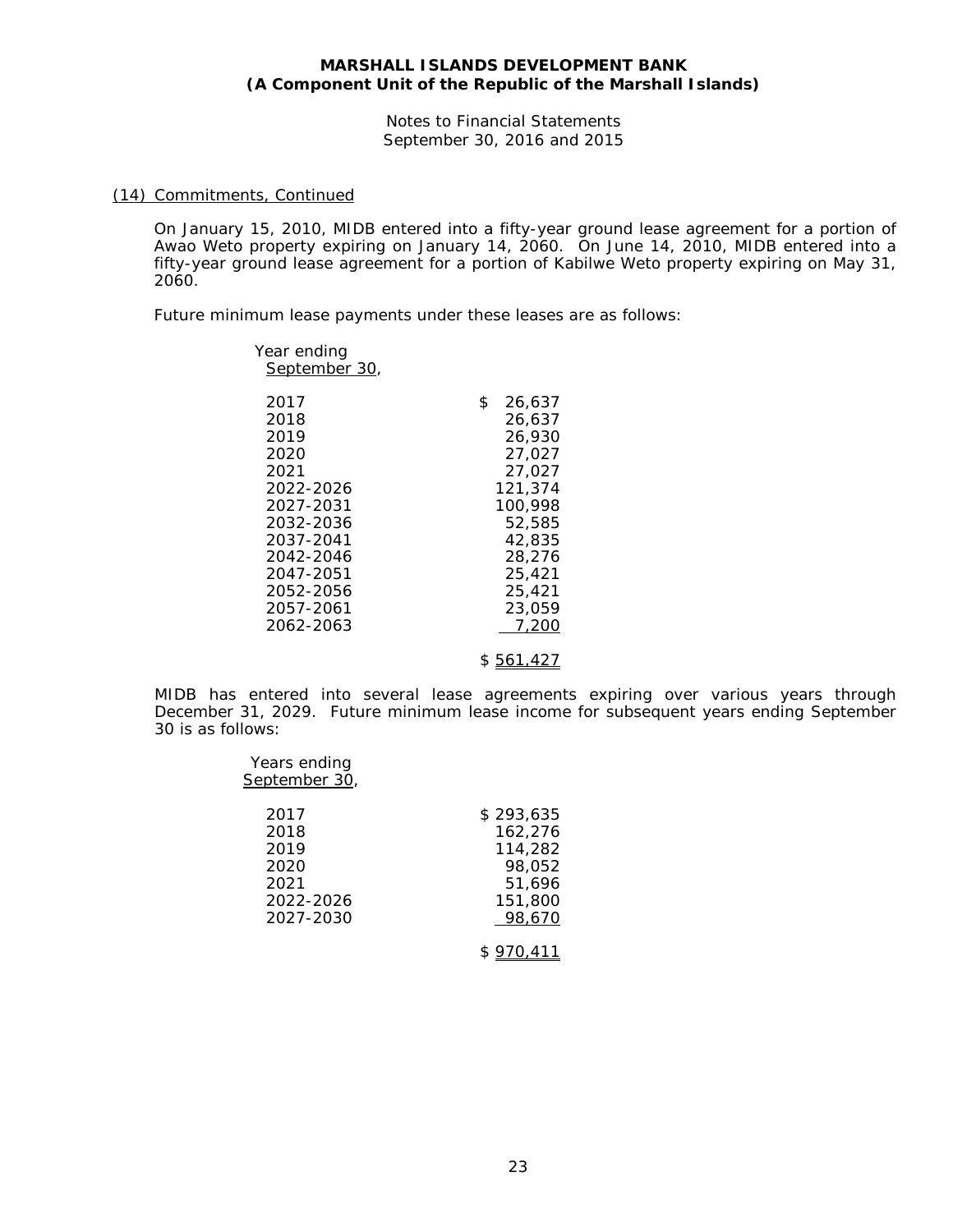MARSHALL ISLANDS DEVELOPMENT BANK
(A Component Unit of the Republic of the Marshall Islands)

Notes to Financial Statements
September 30, 2016 and 2015

(14) Commitments, Continued

On January 15, 2010, MIDB entered into a fifty-year ground lease agreement for a portion of Awao Weto property expiring on January 14, 2060. On June 14, 2010, MIDB entered into a fifty-year ground lease agreement for a portion of Kabilwe Weto property expiring on May 31, 2060.

Future minimum lease payments under these leases are as follows:

| Year ending September 30, | |
|---|---|
| 2017 | $ 26,637 |
| 2018 | 26,637 |
| 2019 | 26,930 |
| 2020 | 27,027 |
| 2021 | 27,027 |
| 2022-2026 | 121,374 |
| 2027-2031 | 100,998 |
| 2032-2036 | 52,585 |
| 2037-2041 | 42,835 |
| 2042-2046 | 28,276 |
| 2047-2051 | 25,421 |
| 2052-2056 | 25,421 |
| 2057-2061 | 23,059 |
| 2062-2063 | 7,200 |
| | $ 561,427 |

MIDB has entered into several lease agreements expiring over various years through December 31, 2029. Future minimum lease income for subsequent years ending September 30 is as follows:

| Years ending September 30, | |
|---|---|
| 2017 | $ 293,635 |
| 2018 | 162,276 |
| 2019 | 114,282 |
| 2020 | 98,052 |
| 2021 | 51,696 |
| 2022-2026 | 151,800 |
| 2027-2030 | 98,670 |
| | $ 970,411 |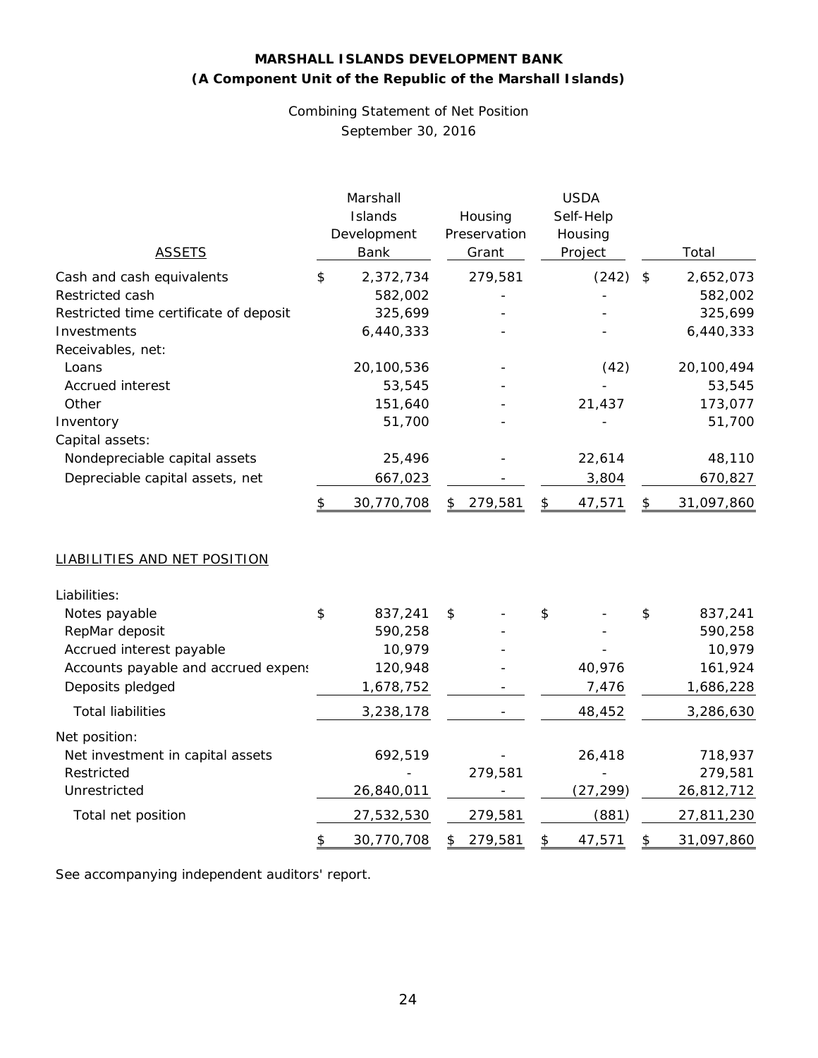**MARSHALL ISLANDS DEVELOPMENT BANK**
**(A Component Unit of the Republic of the Marshall Islands)**

Combining Statement of Net Position
September 30, 2016

| ASSETS | Marshall Islands Development Bank | Housing Preservation Grant | USDA Self-Help Housing Project | Total |
|---|---|---|---|---|
| Cash and cash equivalents | $ 2,372,734 | 279,581 | (242) | $ 2,652,073 |
| Restricted cash | 582,002 | - | - | 582,002 |
| Restricted time certificate of deposit | 325,699 | - | - | 325,699 |
| Investments | 6,440,333 | - | - | 6,440,333 |
| Receivables, net: | | | | |
| Loans | 20,100,536 | - | (42) | 20,100,494 |
| Accrued interest | 53,545 | - | - | 53,545 |
| Other | 151,640 | - | 21,437 | 173,077 |
| Inventory | 51,700 | - | - | 51,700 |
| Capital assets: | | | | |
| Nondepreciable capital assets | 25,496 | - | 22,614 | 48,110 |
| Depreciable capital assets, net | 667,023 | - | 3,804 | 670,827 |
| | $ 30,770,708 | $ 279,581 | $ 47,571 | $ 31,097,860 |

| LIABILITIES AND NET POSITION | Marshall Islands Development Bank | Housing Preservation Grant | USDA Self-Help Housing Project | Total |
|---|---|---|---|---|
| Liabilities: | | | | |
| Notes payable | $ 837,241 | $ - | $ - | $ 837,241 |
| RepMar deposit | 590,258 | - | - | 590,258 |
| Accrued interest payable | 10,979 | - | - | 10,979 |
| Accounts payable and accrued expens | 120,948 | - | 40,976 | 161,924 |
| Deposits pledged | 1,678,752 | - | 7,476 | 1,686,228 |
| Total liabilities | 3,238,178 | - | 48,452 | 3,286,630 |
| Net position: | | | | |
| Net investment in capital assets | 692,519 | - | 26,418 | 718,937 |
| Restricted | - | 279,581 | - | 279,581 |
| Unrestricted | 26,840,011 | - | (27,299) | 26,812,712 |
| Total net position | 27,532,530 | 279,581 | (881) | 27,811,230 |
| | $ 30,770,708 | $ 279,581 | $ 47,571 | $ 31,097,860 |

See accompanying independent auditors' report.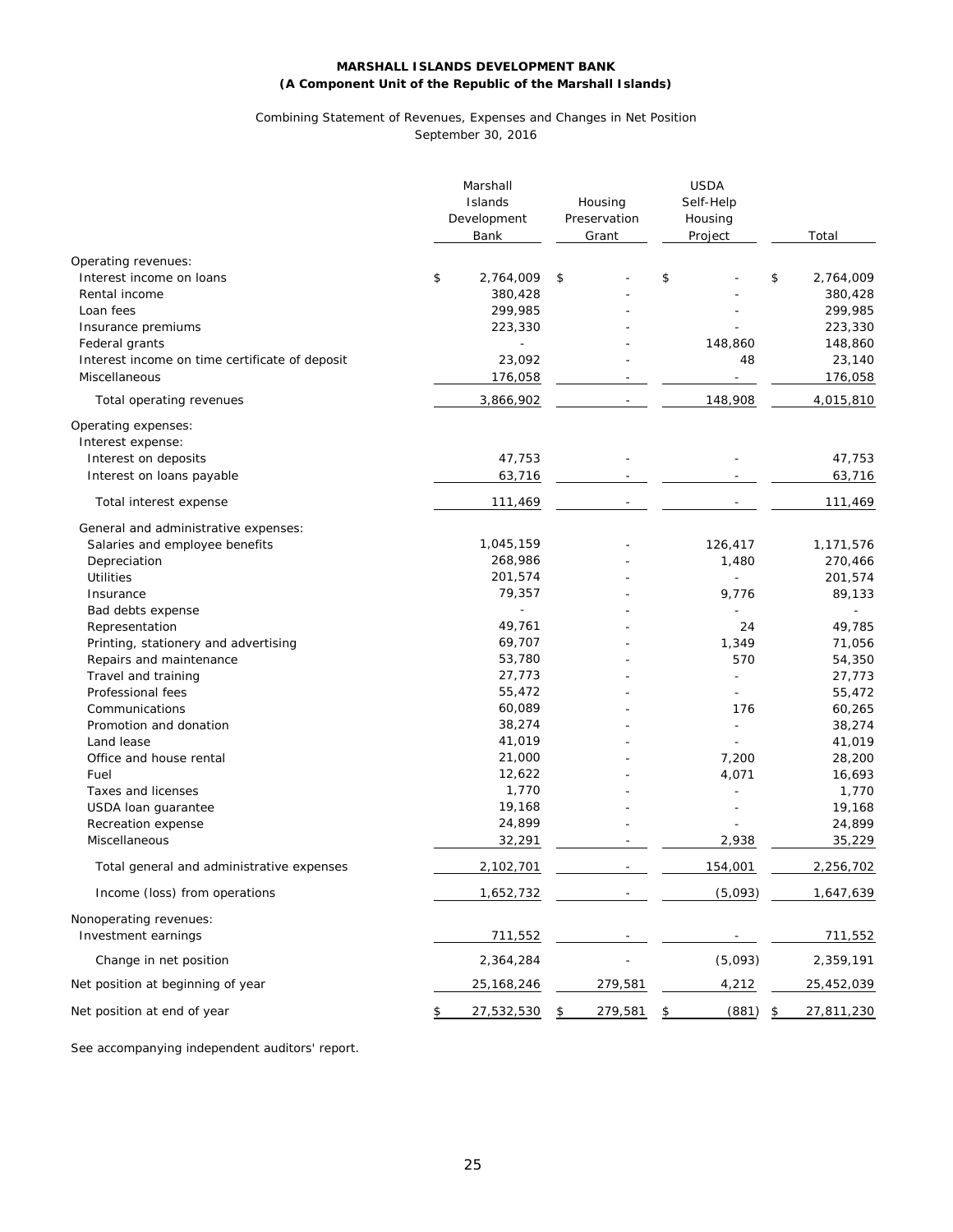**MARSHALL ISLANDS DEVELOPMENT BANK**
**(A Component Unit of the Republic of the Marshall Islands)**

Combining Statement of Revenues, Expenses and Changes in Net Position
September 30, 2016

| | Marshall Islands Development Bank | Housing Preservation Grant | USDA Self-Help Housing Project | Total |
|---|---|---|---|---|
| Operating revenues: | | | | |
| Interest income on loans | $ 2,764,009 | $ - | $ - | $ 2,764,009 |
| Rental income | 380,428 | - | - | 380,428 |
| Loan fees | 299,985 | - | - | 299,985 |
| Insurance premiums | 223,330 | - | - | 223,330 |
| Federal grants | - | - | 148,860 | 148,860 |
| Interest income on time certificate of deposit | 23,092 | - | 48 | 23,140 |
| Miscellaneous | 176,058 | - | - | 176,058 |
| Total operating revenues | 3,866,902 | - | 148,908 | 4,015,810 |
| Operating expenses: | | | | |
| Interest expense: | | | | |
| Interest on deposits | 47,753 | - | - | 47,753 |
| Interest on loans payable | 63,716 | - | - | 63,716 |
| Total interest expense | 111,469 | - | - | 111,469 |
| General and administrative expenses: | | | | |
| Salaries and employee benefits | 1,045,159 | - | 126,417 | 1,171,576 |
| Depreciation | 268,986 | - | 1,480 | 270,466 |
| Utilities | 201,574 | - | - | 201,574 |
| Insurance | 79,357 | - | 9,776 | 89,133 |
| Bad debts expense | - | - | - | - |
| Representation | 49,761 | - | 24 | 49,785 |
| Printing, stationery and advertising | 69,707 | - | 1,349 | 71,056 |
| Repairs and maintenance | 53,780 | - | 570 | 54,350 |
| Travel and training | 27,773 | - | - | 27,773 |
| Professional fees | 55,472 | - | - | 55,472 |
| Communications | 60,089 | - | 176 | 60,265 |
| Promotion and donation | 38,274 | - | - | 38,274 |
| Land lease | 41,019 | - | - | 41,019 |
| Office and house rental | 21,000 | - | 7,200 | 28,200 |
| Fuel | 12,622 | - | 4,071 | 16,693 |
| Taxes and licenses | 1,770 | - | - | 1,770 |
| USDA loan guarantee | 19,168 | - | - | 19,168 |
| Recreation expense | 24,899 | - | - | 24,899 |
| Miscellaneous | 32,291 | - | 2,938 | 35,229 |
| Total general and administrative expenses | 2,102,701 | - | 154,001 | 2,256,702 |
| Income (loss) from operations | 1,652,732 | - | (5,093) | 1,647,639 |
| Nonoperating revenues: | | | | |
| Investment earnings | 711,552 | - | - | 711,552 |
| Change in net position | 2,364,284 | - | (5,093) | 2,359,191 |
| Net position at beginning of year | 25,168,246 | 279,581 | 4,212 | 25,452,039 |
| Net position at end of year | $ 27,532,530 | $ 279,581 | $ (881) | $ 27,811,230 |

See accompanying independent auditors' report.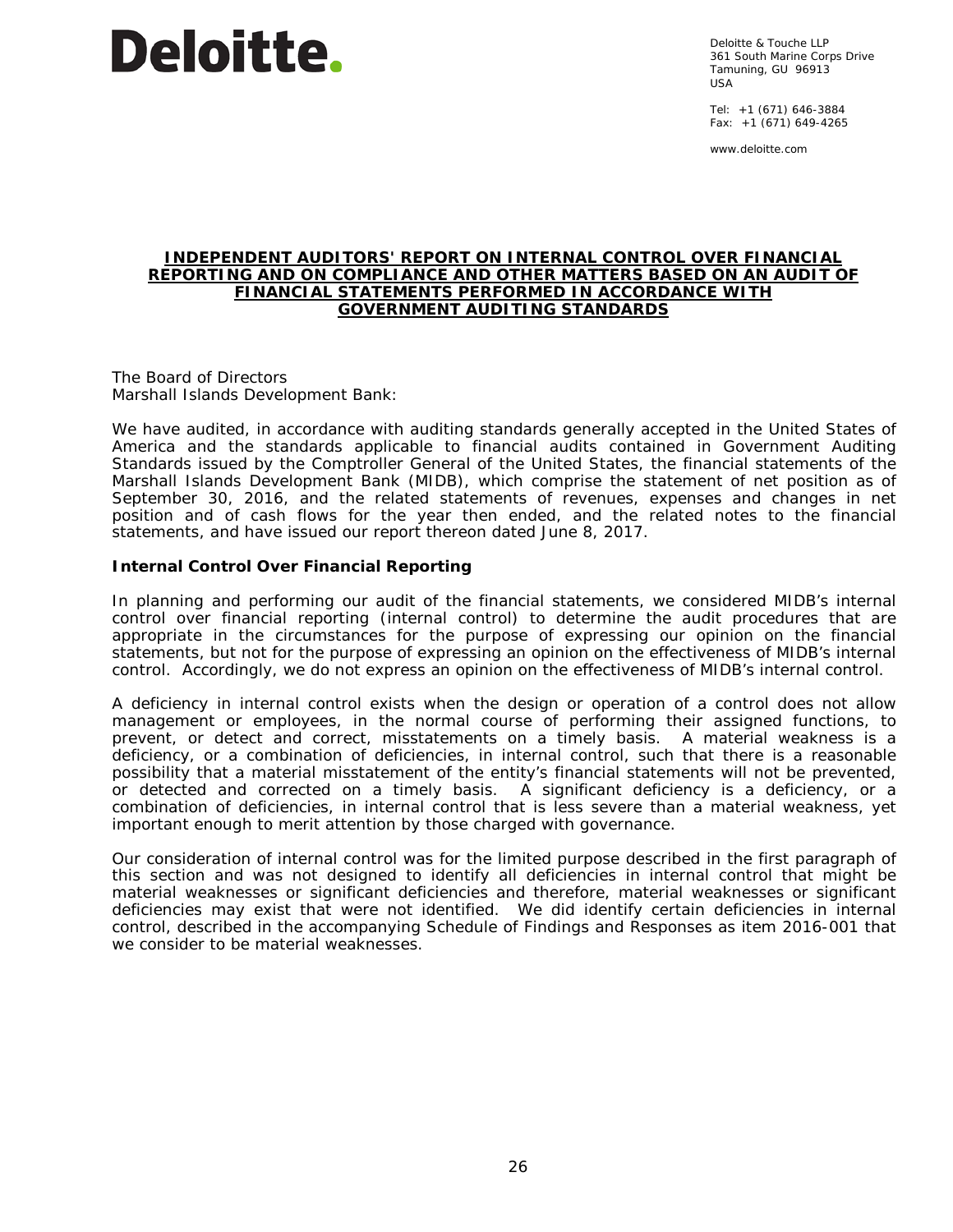# Deloitte.

Deloitte & Touche LLP
361 South Marine Corps Drive
Tamuning, GU 96913
USA

Tel: +1 (671) 646-3884
Fax: +1 (671) 649-4265

www.deloitte.com

## INDEPENDENT AUDITORS' REPORT ON INTERNAL CONTROL OVER FINANCIAL REPORTING AND ON COMPLIANCE AND OTHER MATTERS BASED ON AN AUDIT OF FINANCIAL STATEMENTS PERFORMED IN ACCORDANCE WITH GOVERNMENT AUDITING STANDARDS

The Board of Directors
Marshall Islands Development Bank:

We have audited, in accordance with auditing standards generally accepted in the United States of America and the standards applicable to financial audits contained in Government Auditing Standards issued by the Comptroller General of the United States, the financial statements of the Marshall Islands Development Bank (MIDB), which comprise the statement of net position as of September 30, 2016, and the related statements of revenues, expenses and changes in net position and of cash flows for the year then ended, and the related notes to the financial statements, and have issued our report thereon dated June 8, 2017.

**Internal Control Over Financial Reporting**

In planning and performing our audit of the financial statements, we considered MIDB's internal control over financial reporting (internal control) to determine the audit procedures that are appropriate in the circumstances for the purpose of expressing our opinion on the financial statements, but not for the purpose of expressing an opinion on the effectiveness of MIDB's internal control. Accordingly, we do not express an opinion on the effectiveness of MIDB's internal control.

A deficiency in internal control exists when the design or operation of a control does not allow management or employees, in the normal course of performing their assigned functions, to prevent, or detect and correct, misstatements on a timely basis. A material weakness is a deficiency, or a combination of deficiencies, in internal control, such that there is a reasonable possibility that a material misstatement of the entity's financial statements will not be prevented, or detected and corrected on a timely basis. A significant deficiency is a deficiency, or a combination of deficiencies, in internal control that is less severe than a material weakness, yet important enough to merit attention by those charged with governance.

Our consideration of internal control was for the limited purpose described in the first paragraph of this section and was not designed to identify all deficiencies in internal control that might be material weaknesses or significant deficiencies and therefore, material weaknesses or significant deficiencies may exist that were not identified. We did identify certain deficiencies in internal control, described in the accompanying Schedule of Findings and Responses as item 2016-001 that we consider to be material weaknesses.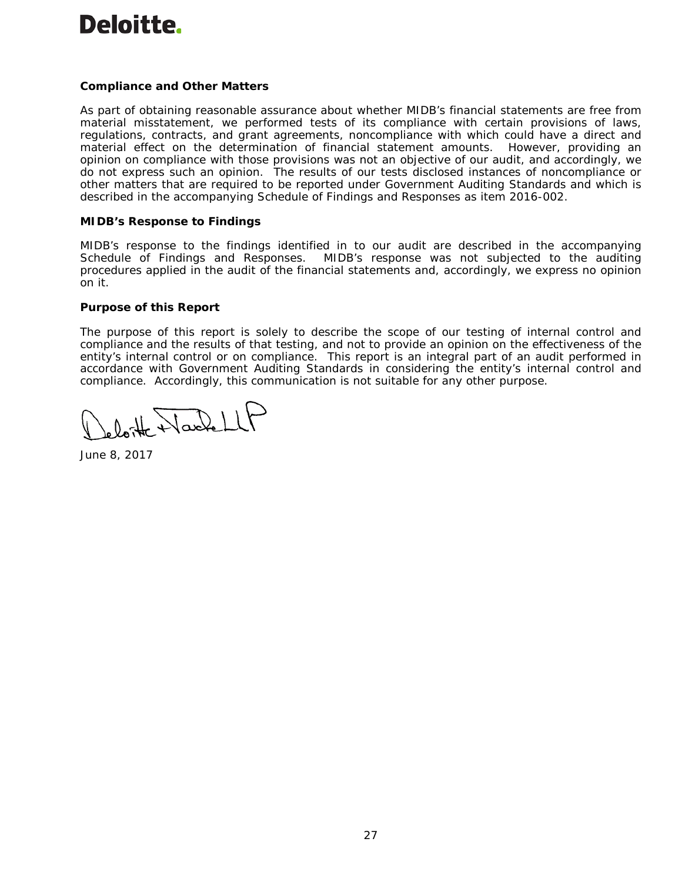**Deloitte.**

**Compliance and Other Matters**

As part of obtaining reasonable assurance about whether MIDB's financial statements are free from material misstatement, we performed tests of its compliance with certain provisions of laws, regulations, contracts, and grant agreements, noncompliance with which could have a direct and material effect on the determination of financial statement amounts. However, providing an opinion on compliance with those provisions was not an objective of our audit, and accordingly, we do not express such an opinion. The results of our tests disclosed instances of noncompliance or other matters that are required to be reported under Government Auditing Standards and which is described in the accompanying Schedule of Findings and Responses as item 2016-002.

**MIDB's Response to Findings**

MIDB's response to the findings identified in to our audit are described in the accompanying Schedule of Findings and Responses. MIDB's response was not subjected to the auditing procedures applied in the audit of the financial statements and, accordingly, we express no opinion on it.

**Purpose of this Report**

The purpose of this report is solely to describe the scope of our testing of internal control and compliance and the results of that testing, and not to provide an opinion on the effectiveness of the entity's internal control or on compliance. This report is an integral part of an audit performed in accordance with Government Auditing Standards in considering the entity's internal control and compliance. Accordingly, this communication is not suitable for any other purpose.

Deloitte & Touche LLP

June 8, 2017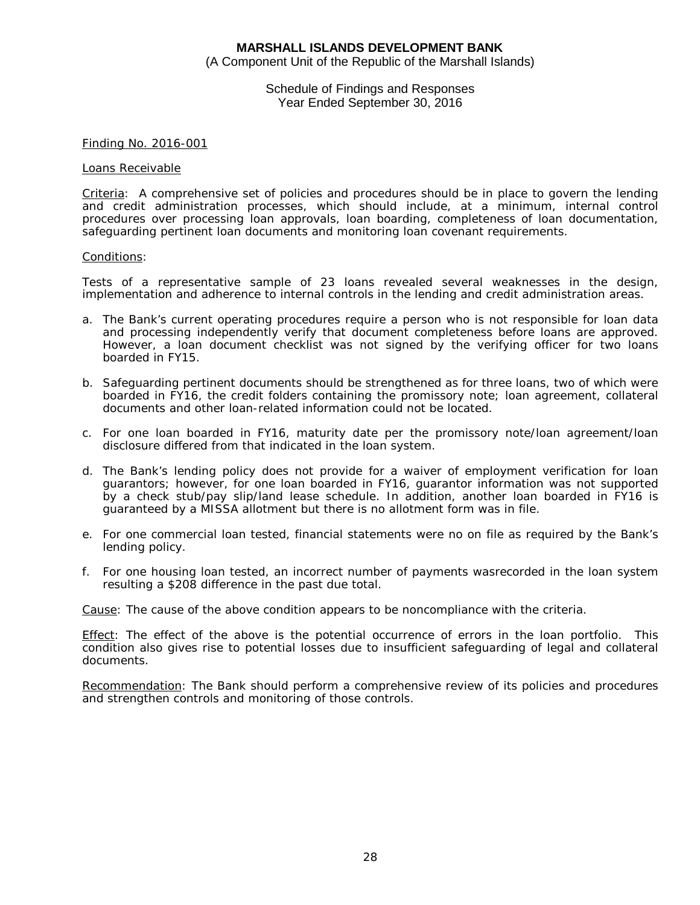**MARSHALL ISLANDS DEVELOPMENT BANK**
(A Component Unit of the Republic of the Marshall Islands)

Schedule of Findings and Responses
Year Ended September 30, 2016

Finding No. 2016-001

Loans Receivable

Criteria: A comprehensive set of policies and procedures should be in place to govern the lending and credit administration processes, which should include, at a minimum, internal control procedures over processing loan approvals, loan boarding, completeness of loan documentation, safeguarding pertinent loan documents and monitoring loan covenant requirements.

Conditions:

Tests of a representative sample of 23 loans revealed several weaknesses in the design, implementation and adherence to internal controls in the lending and credit administration areas.

a. The Bank's current operating procedures require a person who is not responsible for loan data and processing independently verify that document completeness before loans are approved. However, a loan document checklist was not signed by the verifying officer for two loans boarded in FY15.

b. Safeguarding pertinent documents should be strengthened as for three loans, two of which were boarded in FY16, the credit folders containing the promissory note; loan agreement, collateral documents and other loan-related information could not be located.

c. For one loan boarded in FY16, maturity date per the promissory note/loan agreement/loan disclosure differed from that indicated in the loan system.

d. The Bank's lending policy does not provide for a waiver of employment verification for loan guarantors; however, for one loan boarded in FY16, guarantor information was not supported by a check stub/pay slip/land lease schedule. In addition, another loan boarded in FY16 is guaranteed by a MISSA allotment but there is no allotment form was in file.

e. For one commercial loan tested, financial statements were no on file as required by the Bank's lending policy.

f. For one housing loan tested, an incorrect number of payments wasrecorded in the loan system resulting a $208 difference in the past due total.

Cause: The cause of the above condition appears to be noncompliance with the criteria.

Effect: The effect of the above is the potential occurrence of errors in the loan portfolio. This condition also gives rise to potential losses due to insufficient safeguarding of legal and collateral documents.

Recommendation: The Bank should perform a comprehensive review of its policies and procedures and strengthen controls and monitoring of those controls.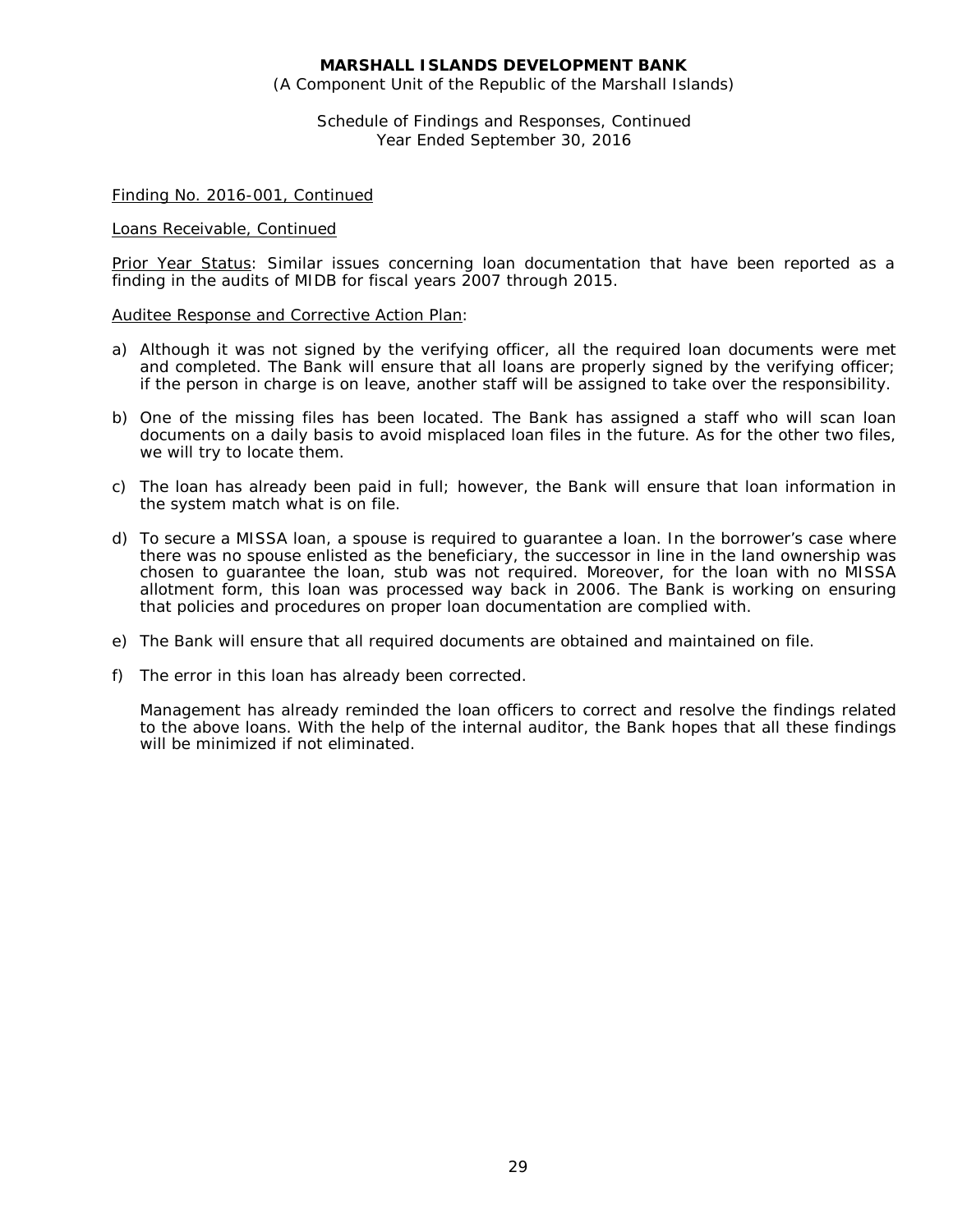**MARSHALL ISLANDS DEVELOPMENT BANK**
(A Component Unit of the Republic of the Marshall Islands)

Schedule of Findings and Responses, Continued
Year Ended September 30, 2016

Finding No. 2016-001, Continued

Loans Receivable, Continued

Prior Year Status: Similar issues concerning loan documentation that have been reported as a finding in the audits of MIDB for fiscal years 2007 through 2015.

Auditee Response and Corrective Action Plan:

a) Although it was not signed by the verifying officer, all the required loan documents were met and completed. The Bank will ensure that all loans are properly signed by the verifying officer; if the person in charge is on leave, another staff will be assigned to take over the responsibility.

b) One of the missing files has been located. The Bank has assigned a staff who will scan loan documents on a daily basis to avoid misplaced loan files in the future. As for the other two files, we will try to locate them.

c) The loan has already been paid in full; however, the Bank will ensure that loan information in the system match what is on file.

d) To secure a MISSA loan, a spouse is required to guarantee a loan. In the borrower's case where there was no spouse enlisted as the beneficiary, the successor in line in the land ownership was chosen to guarantee the loan, stub was not required. Moreover, for the loan with no MISSA allotment form, this loan was processed way back in 2006. The Bank is working on ensuring that policies and procedures on proper loan documentation are complied with.

e) The Bank will ensure that all required documents are obtained and maintained on file.

f) The error in this loan has already been corrected.

   Management has already reminded the loan officers to correct and resolve the findings related to the above loans. With the help of the internal auditor, the Bank hopes that all these findings will be minimized if not eliminated.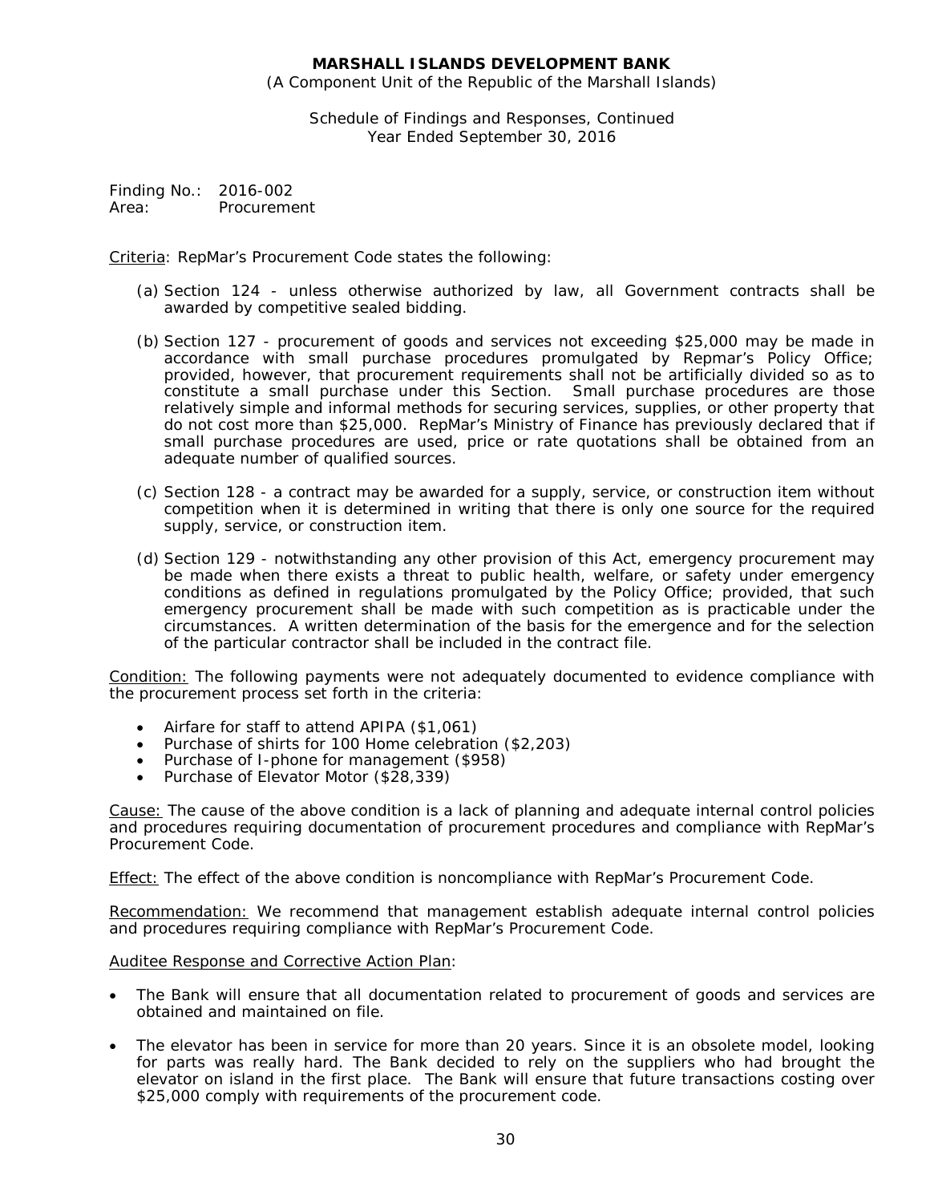Finding No.: 2016-002
Area: Procurement

Criteria: RepMar's Procurement Code states the following:

(a) Section 124 - unless otherwise authorized by law, all Government contracts shall be awarded by competitive sealed bidding.

(b) Section 127 - procurement of goods and services not exceeding $25,000 may be made in accordance with small purchase procedures promulgated by Repmar's Policy Office; provided, however, that procurement requirements shall not be artificially divided so as to constitute a small purchase under this Section. Small purchase procedures are those relatively simple and informal methods for securing services, supplies, or other property that do not cost more than $25,000. RepMar's Ministry of Finance has previously declared that if small purchase procedures are used, price or rate quotations shall be obtained from an adequate number of qualified sources.

(c) Section 128 - a contract may be awarded for a supply, service, or construction item without competition when it is determined in writing that there is only one source for the required supply, service, or construction item.

(d) Section 129 - notwithstanding any other provision of this Act, emergency procurement may be made when there exists a threat to public health, welfare, or safety under emergency conditions as defined in regulations promulgated by the Policy Office; provided, that such emergency procurement shall be made with such competition as is practicable under the circumstances. A written determination of the basis for the emergence and for the selection of the particular contractor shall be included in the contract file.

Condition: The following payments were not adequately documented to evidence compliance with the procurement process set forth in the criteria:

- Airfare for staff to attend APIPA ($1,061)
- Purchase of shirts for 100 Home celebration ($2,203)
- Purchase of I-phone for management ($958)
- Purchase of Elevator Motor ($28,339)

Cause: The cause of the above condition is a lack of planning and adequate internal control policies and procedures requiring documentation of procurement procedures and compliance with RepMar's Procurement Code.

Effect: The effect of the above condition is noncompliance with RepMar's Procurement Code.

Recommendation: We recommend that management establish adequate internal control policies and procedures requiring compliance with RepMar's Procurement Code.

Auditee Response and Corrective Action Plan:

- The Bank will ensure that all documentation related to procurement of goods and services are obtained and maintained on file.
- The elevator has been in service for more than 20 years. Since it is an obsolete model, looking for parts was really hard. The Bank decided to rely on the suppliers who had brought the elevator on island in the first place. The Bank will ensure that future transactions costing over $25,000 comply with requirements of the procurement code.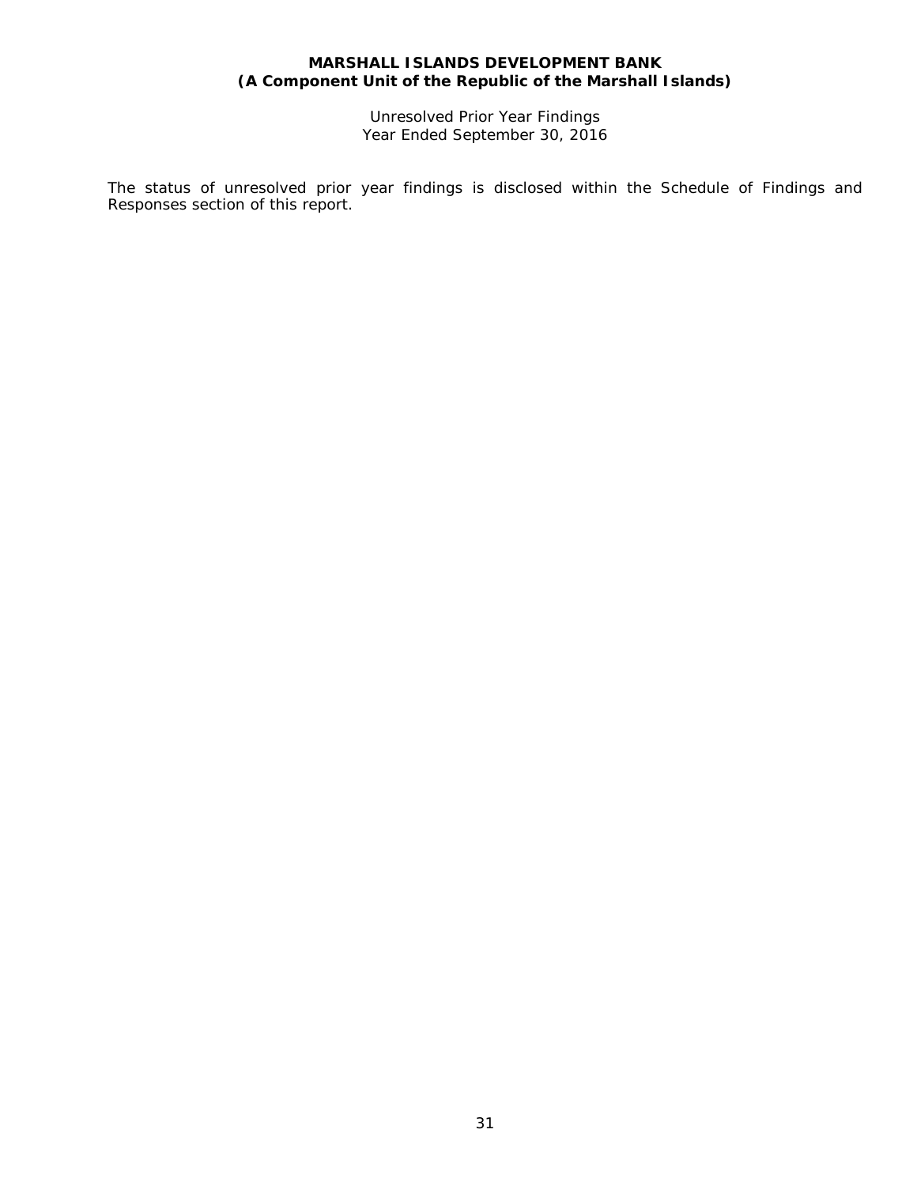**MARSHALL ISLANDS DEVELOPMENT BANK**
**(A Component Unit of the Republic of the Marshall Islands)**

Unresolved Prior Year Findings
Year Ended September 30, 2016

The status of unresolved prior year findings is disclosed within the Schedule of Findings and Responses section of this report.